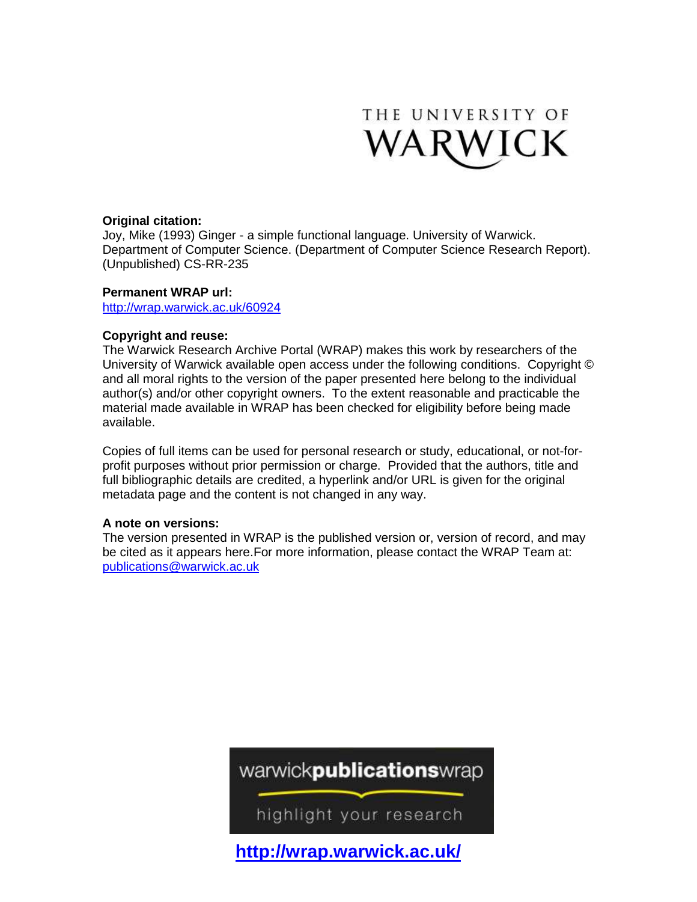THE UNIVERSITY OF WARWICK

**Original citation:**
Joy, Mike (1993) Ginger - a simple functional language. University of Warwick. Department of Computer Science. (Department of Computer Science Research Report). (Unpublished) CS-RR-235

**Permanent WRAP url:**
http://wrap.warwick.ac.uk/60924

**Copyright and reuse:**
The Warwick Research Archive Portal (WRAP) makes this work by researchers of the University of Warwick available open access under the following conditions. Copyright © and all moral rights to the version of the paper presented here belong to the individual author(s) and/or other copyright owners. To the extent reasonable and practicable the material made available in WRAP has been checked for eligibility before being made available.

Copies of full items can be used for personal research or study, educational, or not-for-profit purposes without prior permission or charge. Provided that the authors, title and full bibliographic details are credited, a hyperlink and/or URL is given for the original metadata page and the content is not changed in any way.

**A note on versions:**
The version presented in WRAP is the published version or, version of record, and may be cited as it appears here.For more information, please contact the WRAP Team at: publications@warwick.ac.uk

warwick**publications**wrap

highlight your research

**http://wrap.warwick.ac.uk/**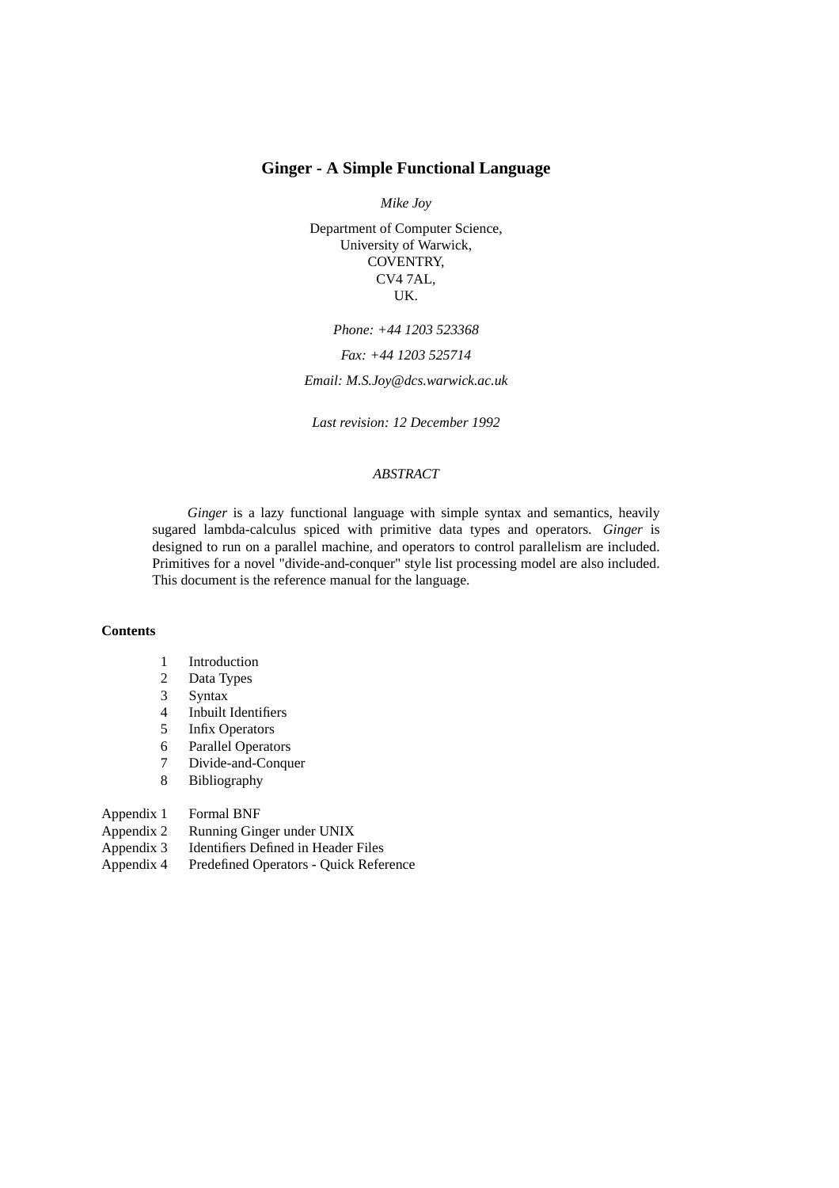# Ginger - A Simple Functional Language

*Mike Joy*

Department of Computer Science,
University of Warwick,
COVENTRY,
CV4 7AL,
UK.

*Phone: +44 1203 523368*

*Fax: +44 1203 525714*

*Email: M.S.Joy@dcs.warwick.ac.uk*

*Last revision: 12 December 1992*

*ABSTRACT*

*Ginger* is a lazy functional language with simple syntax and semantics, heavily sugared lambda-calculus spiced with primitive data types and operators. *Ginger* is designed to run on a parallel machine, and operators to control parallelism are included. Primitives for a novel "divide-and-conquer" style list processing model are also included. This document is the reference manual for the language.

**Contents**

| | |
|---|---|
| 1 | Introduction |
| 2 | Data Types |
| 3 | Syntax |
| 4 | Inbuilt Identifiers |
| 5 | Infix Operators |
| 6 | Parallel Operators |
| 7 | Divide-and-Conquer |
| 8 | Bibliography |
| Appendix 1 | Formal BNF |
| Appendix 2 | Running Ginger under UNIX |
| Appendix 3 | Identifiers Defined in Header Files |
| Appendix 4 | Predefined Operators - Quick Reference |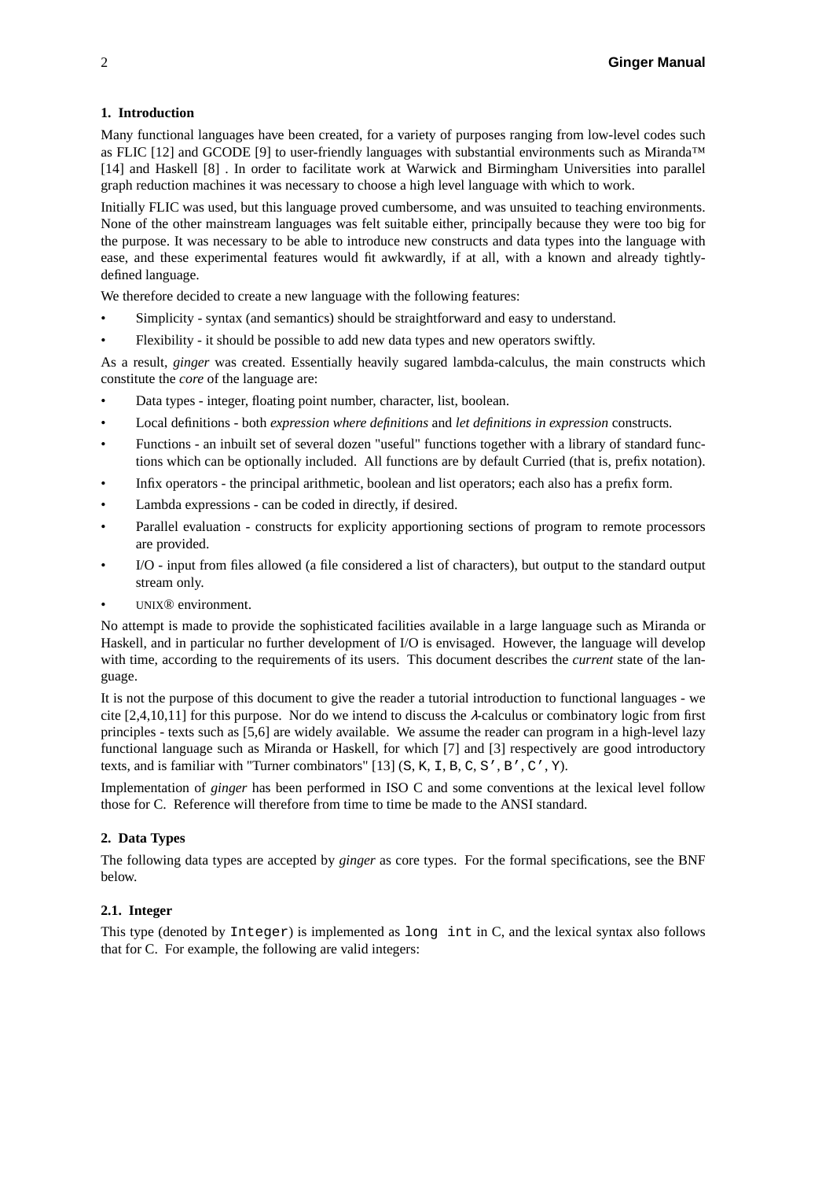### 1. Introduction

Many functional languages have been created, for a variety of purposes ranging from low-level codes such as FLIC [12] and GCODE [9] to user-friendly languages with substantial environments such as Miranda™ [14] and Haskell [8] . In order to facilitate work at Warwick and Birmingham Universities into parallel graph reduction machines it was necessary to choose a high level language with which to work.

Initially FLIC was used, but this language proved cumbersome, and was unsuited to teaching environments. None of the other mainstream languages was felt suitable either, principally because they were too big for the purpose. It was necessary to be able to introduce new constructs and data types into the language with ease, and these experimental features would fit awkwardly, if at all, with a known and already tightly-defined language.

We therefore decided to create a new language with the following features:

- Simplicity - syntax (and semantics) should be straightforward and easy to understand.
- Flexibility - it should be possible to add new data types and new operators swiftly.

As a result, *ginger* was created. Essentially heavily sugared lambda-calculus, the main constructs which constitute the *core* of the language are:

- Data types - integer, floating point number, character, list, boolean.
- Local definitions - both *expression where definitions* and *let definitions in expression* constructs.
- Functions - an inbuilt set of several dozen "useful" functions together with a library of standard functions which can be optionally included. All functions are by default Curried (that is, prefix notation).
- Infix operators - the principal arithmetic, boolean and list operators; each also has a prefix form.
- Lambda expressions - can be coded in directly, if desired.
- Parallel evaluation - constructs for explicity apportioning sections of program to remote processors are provided.
- I/O - input from files allowed (a file considered a list of characters), but output to the standard output stream only.
- UNIX® environment.

No attempt is made to provide the sophisticated facilities available in a large language such as Miranda or Haskell, and in particular no further development of I/O is envisaged. However, the language will develop with time, according to the requirements of its users. This document describes the *current* state of the language.

It is not the purpose of this document to give the reader a tutorial introduction to functional languages - we cite [2,4,10,11] for this purpose. Nor do we intend to discuss the $\lambda$-calculus or combinatory logic from first principles - texts such as [5,6] are widely available. We assume the reader can program in a high-level lazy functional language such as Miranda or Haskell, for which [7] and [3] respectively are good introductory texts, and is familiar with "Turner combinators" [13] (`S`, `K`, `I`, `B`, `C`, `S'`, `B'`, `C'`, `Y`).

Implementation of *ginger* has been performed in ISO C and some conventions at the lexical level follow those for C. Reference will therefore from time to time be made to the ANSI standard.

### 2. Data Types

The following data types are accepted by *ginger* as core types. For the formal specifications, see the BNF below.

#### 2.1. Integer

This type (denoted by `Integer`) is implemented as `long int` in C, and the lexical syntax also follows that for C. For example, the following are valid integers: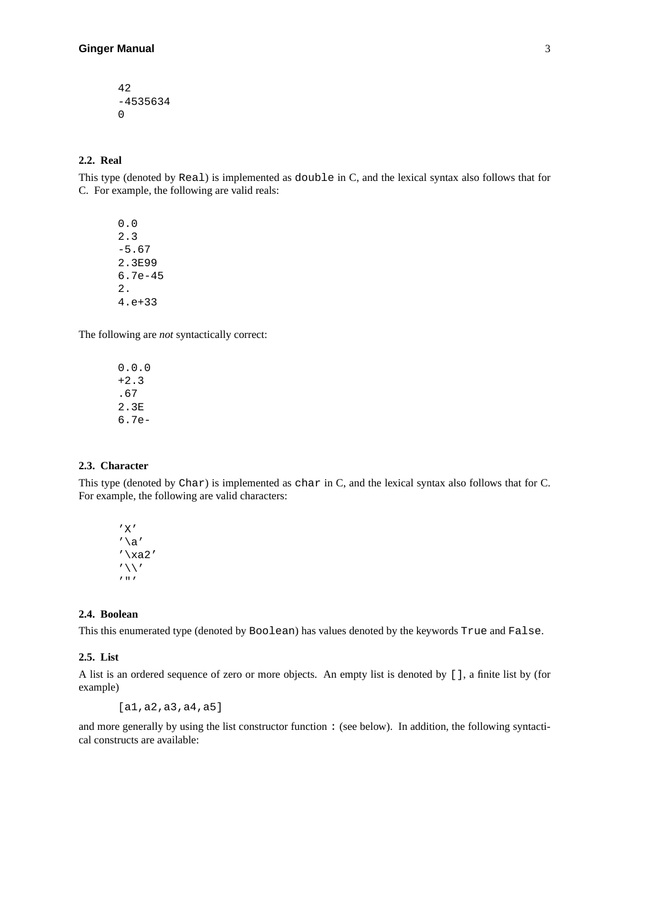```
42
-4535634
0
```

### 2.2. Real

This type (denoted by `Real`) is implemented as `double` in C, and the lexical syntax also follows that for C. For example, the following are valid reals:

```
0.0
2.3
-5.67
2.3E99
6.7e-45
2.
4.e+33
```

The following are *not* syntactically correct:

```
0.0.0
+2.3
.67
2.3E
6.7e-
```

### 2.3. Character

This type (denoted by `Char`) is implemented as `char` in C, and the lexical syntax also follows that for C. For example, the following are valid characters:

```
'X'
'\a'
'\xa2'
'\\'
'"'
```

### 2.4. Boolean

This this enumerated type (denoted by `Boolean`) has values denoted by the keywords `True` and `False`.

### 2.5. List

A list is an ordered sequence of zero or more objects. An empty list is denoted by `[]`, a finite list by (for example)

```
[a1,a2,a3,a4,a5]
```

and more generally by using the list constructor function `:` (see below). In addition, the following syntactical constructs are available: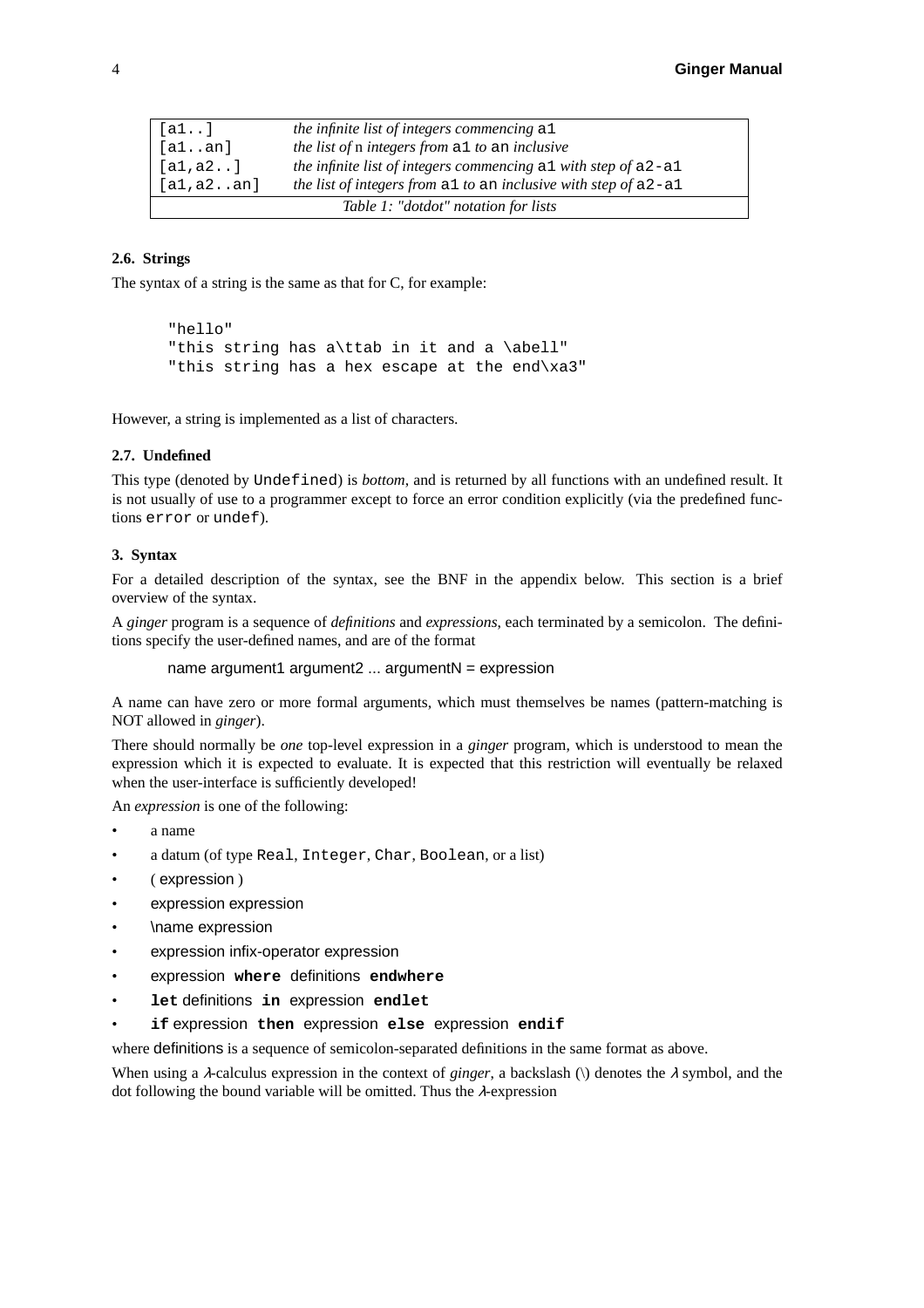| | |
|---|---|
| `[a1..]` | *the infinite list of integers commencing* `a1` |
| `[a1..an]` | *the list of* n *integers from* `a1` *to* `an` *inclusive* |
| `[a1,a2..]` | *the infinite list of integers commencing* `a1` *with step of* `a2-a1` |
| `[a1,a2..an]` | *the list of integers from* `a1` *to* `an` *inclusive with step of* `a2-a1` |

*Table 1: "dotdot" notation for lists*

### 2.6. Strings

The syntax of a string is the same as that for C, for example:

```
"hello"
"this string has a\ttab in it and a \abell"
"this string has a hex escape at the end\xa3"
```

However, a string is implemented as a list of characters.

### 2.7. Undefined

This type (denoted by `Undefined`) is *bottom*, and is returned by all functions with an undefined result. It is not usually of use to a programmer except to force an error condition explicitly (via the predefined functions `error` or `undef`).

## 3. Syntax

For a detailed description of the syntax, see the BNF in the appendix below. This section is a brief overview of the syntax.

A *ginger* program is a sequence of *definitions* and *expressions*, each terminated by a semicolon. The definitions specify the user-defined names, and are of the format

    name argument1 argument2 ... argumentN = expression

A name can have zero or more formal arguments, which must themselves be names (pattern-matching is NOT allowed in *ginger*).

There should normally be *one* top-level expression in a *ginger* program, which is understood to mean the expression which it is expected to evaluate. It is expected that this restriction will eventually be relaxed when the user-interface is sufficiently developed!

An *expression* is one of the following:

- a name
- a datum (of type `Real`, `Integer`, `Char`, `Boolean`, or a list)
- ( expression )
- expression expression
- \name expression
- expression infix-operator expression
- expression **`where`** definitions **`endwhere`**
- **`let`** definitions **`in`** expression **`endlet`**
- **`if`** expression **`then`** expression **`else`** expression **`endif`**

where definitions is a sequence of semicolon-separated definitions in the same format as above.

When using a $\lambda$-calculus expression in the context of *ginger*, a backslash (\) denotes the $\lambda$ symbol, and the dot following the bound variable will be omitted. Thus the $\lambda$-expression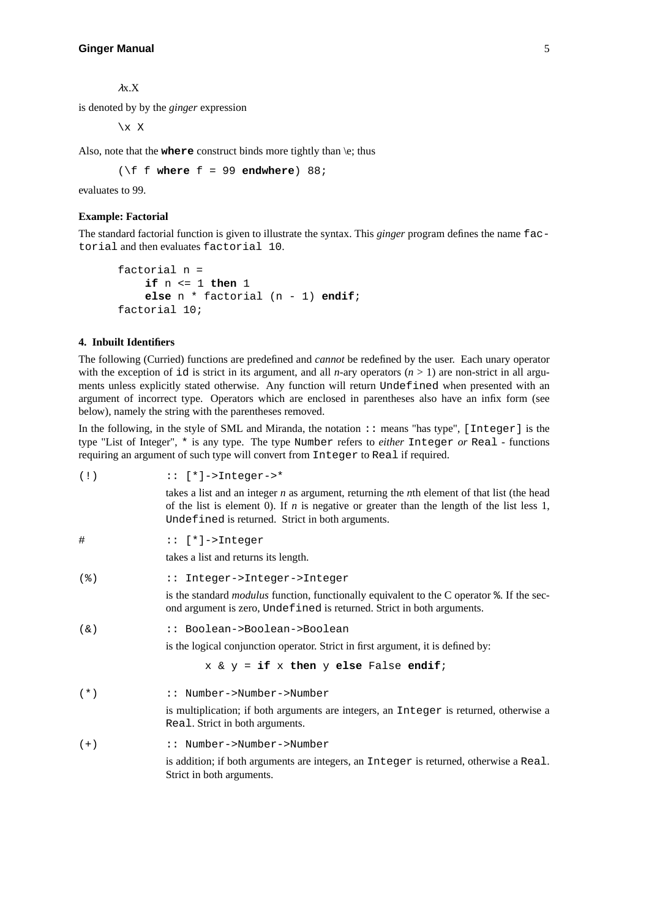$\lambda x.X$

is denoted by by the *ginger* expression

```
\x X
```

Also, note that the **where** construct binds more tightly than \e; thus

```
(\f f where f = 99 endwhere) 88;
```

evaluates to 99.

**Example: Factorial**

The standard factorial function is given to illustrate the syntax. This *ginger* program defines the name `factorial` and then evaluates `factorial 10`.

```
factorial n =
    if n <= 1 then 1
    else n * factorial (n - 1) endif;
factorial 10;
```

### 4. Inbuilt Identifiers

The following (Curried) functions are predefined and *cannot* be redefined by the user. Each unary operator with the exception of `id` is strict in its argument, and all $n$-ary operators ($n > 1$) are non-strict in all arguments unless explicitly stated otherwise. Any function will return `Undefined` when presented with an argument of incorrect type. Operators which are enclosed in parentheses also have an infix form (see below), namely the string with the parentheses removed.

In the following, in the style of SML and Miranda, the notation `::` means "has type", `[Integer]` is the type "List of Integer", `*` is any type. The type `Number` refers to *either* `Integer` *or* `Real` - functions requiring an argument of such type will convert from `Integer` to `Real` if required.

`(!)` `:: [*]->Integer->*`

takes a list and an integer $n$ as argument, returning the $n$th element of that list (the head of the list is element 0). If $n$ is negative or greater than the length of the list less 1, `Undefined` is returned. Strict in both arguments.

`#` `:: [*]->Integer`

takes a list and returns its length.

`(%)` `:: Integer->Integer->Integer`

is the standard *modulus* function, functionally equivalent to the C operator `%`. If the second argument is zero, `Undefined` is returned. Strict in both arguments.

`(&)` `:: Boolean->Boolean->Boolean`

is the logical conjunction operator. Strict in first argument, it is defined by:

```
x & y = if x then y else False endif;
```

`(*)` `:: Number->Number->Number`

is multiplication; if both arguments are integers, an `Integer` is returned, otherwise a `Real`. Strict in both arguments.

`(+)` `:: Number->Number->Number`

is addition; if both arguments are integers, an `Integer` is returned, otherwise a `Real`. Strict in both arguments.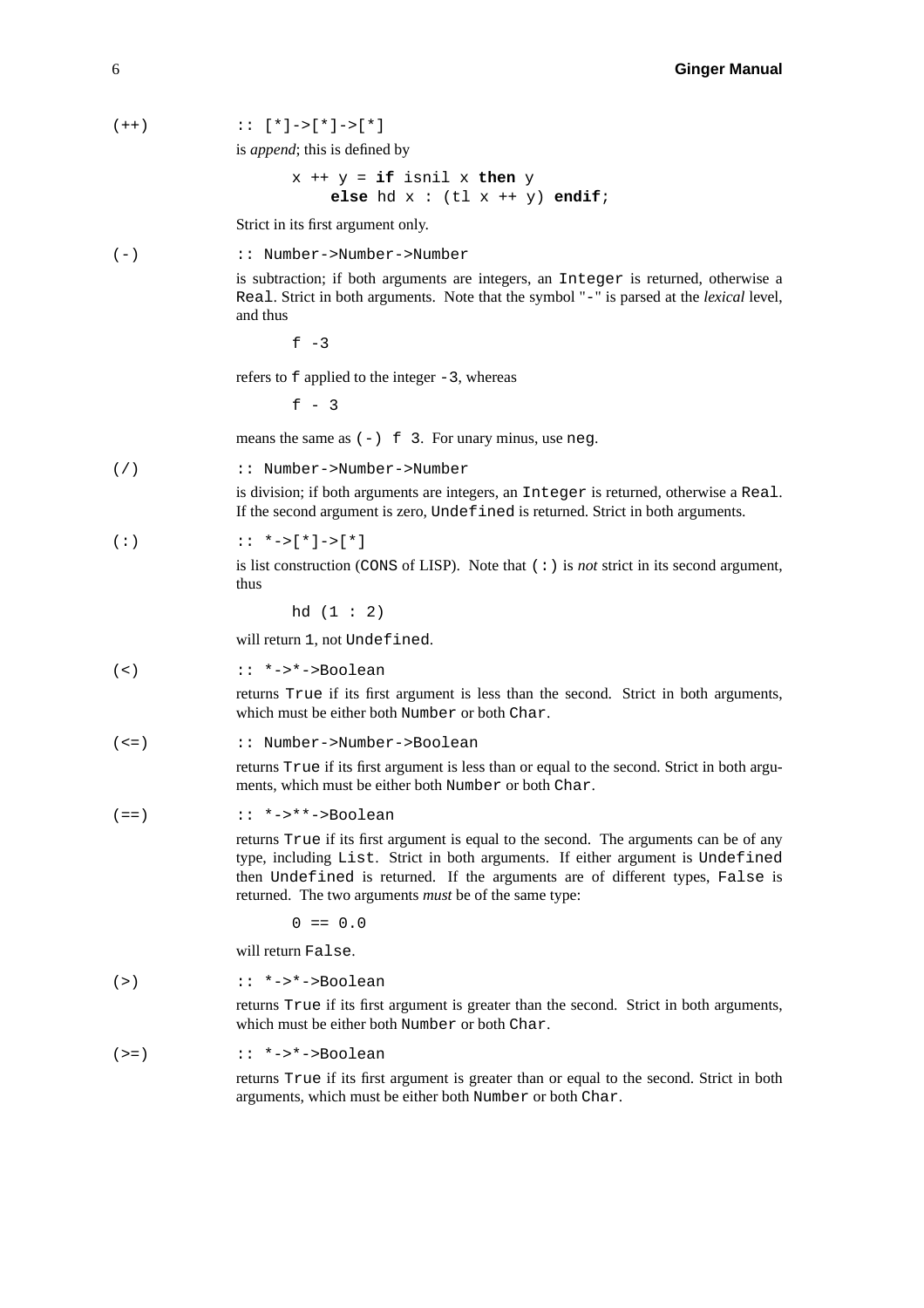(++) :: `[*]->[*]->[*]`

is *append*; this is defined by

```
x ++ y = if isnil x then y
     else hd x : (tl x ++ y) endif;
```

Strict in its first argument only.

(-) :: `Number->Number->Number`

is subtraction; if both arguments are integers, an `Integer` is returned, otherwise a `Real`. Strict in both arguments. Note that the symbol "`-`" is parsed at the *lexical* level, and thus

```
f -3
```

refers to `f` applied to the integer `-3`, whereas

```
f - 3
```

means the same as `(-) f 3`. For unary minus, use `neg`.

(/) :: `Number->Number->Number`

is division; if both arguments are integers, an `Integer` is returned, otherwise a `Real`. If the second argument is zero, `Undefined` is returned. Strict in both arguments.

(:) :: `*->[*]->[*]`

is list construction (`CONS` of LISP). Note that `(:)` is *not* strict in its second argument, thus

```
hd (1 : 2)
```

will return `1`, not `Undefined`.

(<) :: `*->*->Boolean`

returns `True` if its first argument is less than the second. Strict in both arguments, which must be either both `Number` or both `Char`.

(<=) :: `Number->Number->Boolean`

returns `True` if its first argument is less than or equal to the second. Strict in both arguments, which must be either both `Number` or both `Char`.

(==) :: `*->**->Boolean`

returns `True` if its first argument is equal to the second. The arguments can be of any type, including `List`. Strict in both arguments. If either argument is `Undefined` then `Undefined` is returned. If the arguments are of different types, `False` is returned. The two arguments *must* be of the same type:

```
0 == 0.0
```

will return `False`.

(>) :: `*->*->Boolean`

returns `True` if its first argument is greater than the second. Strict in both arguments, which must be either both `Number` or both `Char`.

(>=) :: `*->*->Boolean`

returns `True` if its first argument is greater than or equal to the second. Strict in both arguments, which must be either both `Number` or both `Char`.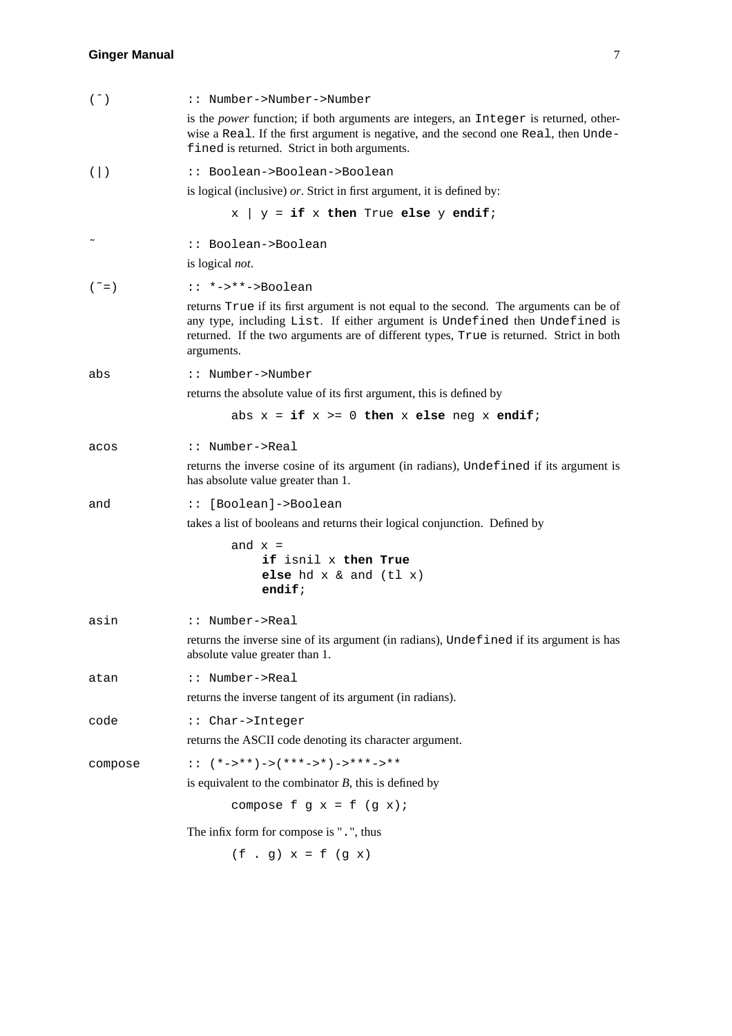**(^)** `:: Number->Number->Number`

is the *power* function; if both arguments are integers, an `Integer` is returned, otherwise a `Real`. If the first argument is negative, and the second one `Real`, then `Undefined` is returned. Strict in both arguments.

**(|)** `:: Boolean->Boolean->Boolean`

is logical (inclusive) *or*. Strict in first argument, it is defined by:

```
x | y = if x then True else y endif;
```

**~** `:: Boolean->Boolean`

is logical *not*.

**(~=)** `:: *->**->Boolean`

returns `True` if its first argument is not equal to the second. The arguments can be of any type, including `List`. If either argument is `Undefined` then `Undefined` is returned. If the two arguments are of different types, `True` is returned. Strict in both arguments.

**abs** `:: Number->Number`

returns the absolute value of its first argument, this is defined by

```
abs x = if x >= 0 then x else neg x endif;
```

**acos** `:: Number->Real`

returns the inverse cosine of its argument (in radians), `Undefined` if its argument is has absolute value greater than 1.

**and** `:: [Boolean]->Boolean`

takes a list of booleans and returns their logical conjunction. Defined by

```
and x =
    if isnil x then True
    else hd x & and (tl x)
    endif;
```

**asin** `:: Number->Real`

returns the inverse sine of its argument (in radians), `Undefined` if its argument is has absolute value greater than 1.

**atan** `:: Number->Real`

returns the inverse tangent of its argument (in radians).

**code** `:: Char->Integer`

returns the ASCII code denoting its character argument.

**compose** `:: (*->**)->(***->*)->***->**`

is equivalent to the combinator *B*, this is defined by

```
compose f g x = f (g x);
```

The infix form for compose is "`.`", thus

```
(f . g) x = f (g x)
```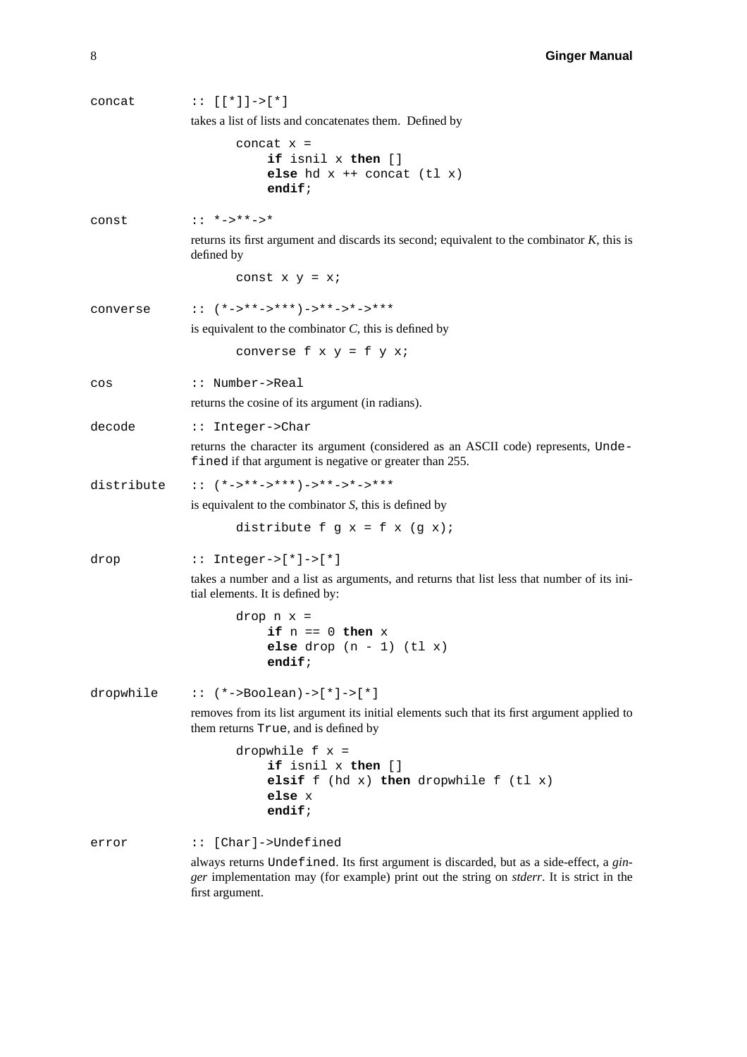`concat` `:: [[*]]->[*]`

takes a list of lists and concatenates them. Defined by

```
concat x =
    if isnil x then []
    else hd x ++ concat (tl x)
    endif;
```

`const` `:: *->**->*`

returns its first argument and discards its second; equivalent to the combinator *K*, this is defined by

```
const x y = x;
```

`converse` `:: (*->**->***)->**->*->***`

is equivalent to the combinator *C*, this is defined by

```
converse f x y = f y x;
```

`cos` `:: Number->Real`

returns the cosine of its argument (in radians).

`decode` `:: Integer->Char`

returns the character its argument (considered as an ASCII code) represents, `Undefined` if that argument is negative or greater than 255.

`distribute` `:: (*->**->***)->**->*->***`

is equivalent to the combinator *S*, this is defined by

```
distribute f g x = f x (g x);
```

`drop` `:: Integer->[*]->[*]`

takes a number and a list as arguments, and returns that list less that number of its initial elements. It is defined by:

```
drop n x =
    if n == 0 then x
    else drop (n - 1) (tl x)
    endif;
```

`dropwhile` `:: (*->Boolean)->[*]->[*]`

removes from its list argument its initial elements such that its first argument applied to them returns `True`, and is defined by

```
dropwhile f x =
    if isnil x then []
    elsif f (hd x) then dropwhile f (tl x)
    else x
    endif;
```

`error` `:: [Char]->Undefined`

always returns `Undefined`. Its first argument is discarded, but as a side-effect, a *ginger* implementation may (for example) print out the string on *stderr*. It is strict in the first argument.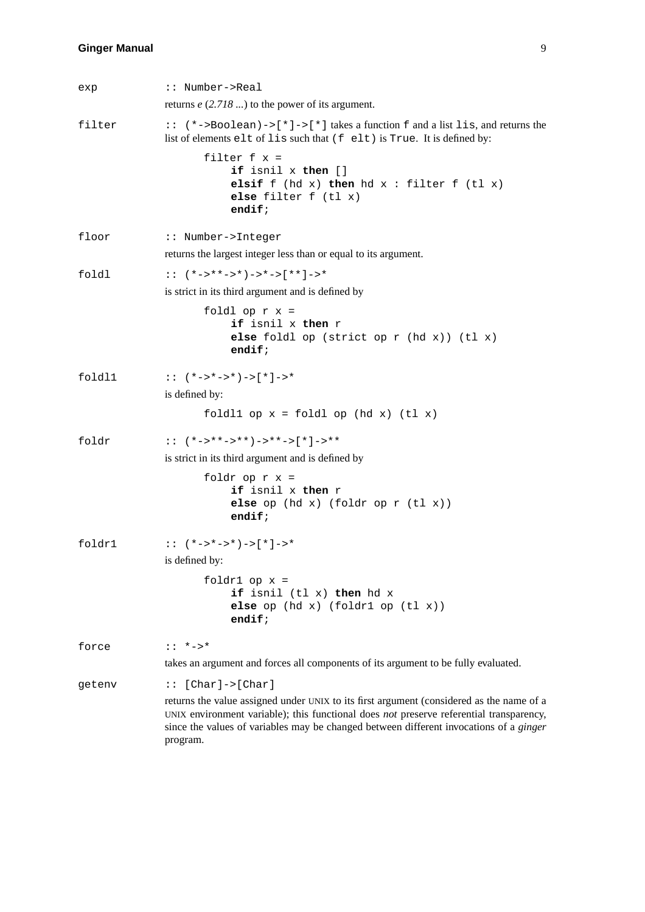`exp` `:: Number->Real`

returns *e* (*2.718* ...) to the power of its argument.

`filter` `:: (*->Boolean)->[*]->[*]` takes a function `f` and a list `lis`, and returns the list of elements `elt` of `lis` such that `(f elt)` is `True`. It is defined by:

```
filter f x =
    if isnil x then []
    elsif f (hd x) then hd x : filter f (tl x)
    else filter f (tl x)
    endif;
```

`floor` `:: Number->Integer`

returns the largest integer less than or equal to its argument.

`foldl` `:: (*->**->*)->*->[**]->*`

is strict in its third argument and is defined by

```
foldl op r x =
    if isnil x then r
    else foldl op (strict op r (hd x)) (tl x)
    endif;
```

`foldl1` `:: (*->*->*)->[*]->*`

is defined by:

```
foldl1 op x = foldl op (hd x) (tl x)
```

`foldr` `:: (*->**->**)->**->[*]->**`

is strict in its third argument and is defined by

```
foldr op r x =
    if isnil x then r
    else op (hd x) (foldr op r (tl x))
    endif;
```

`foldr1` `:: (*->*->*)->[*]->*`

is defined by:

```
foldr1 op x =
    if isnil (tl x) then hd x
    else op (hd x) (foldr1 op (tl x))
    endif;
```

`force` `:: *->*`

takes an argument and forces all components of its argument to be fully evaluated.

`getenv` `:: [Char]->[Char]`

returns the value assigned under UNIX to its first argument (considered as the name of a UNIX environment variable); this functional does *not* preserve referential transparency, since the values of variables may be changed between different invocations of a *ginger* program.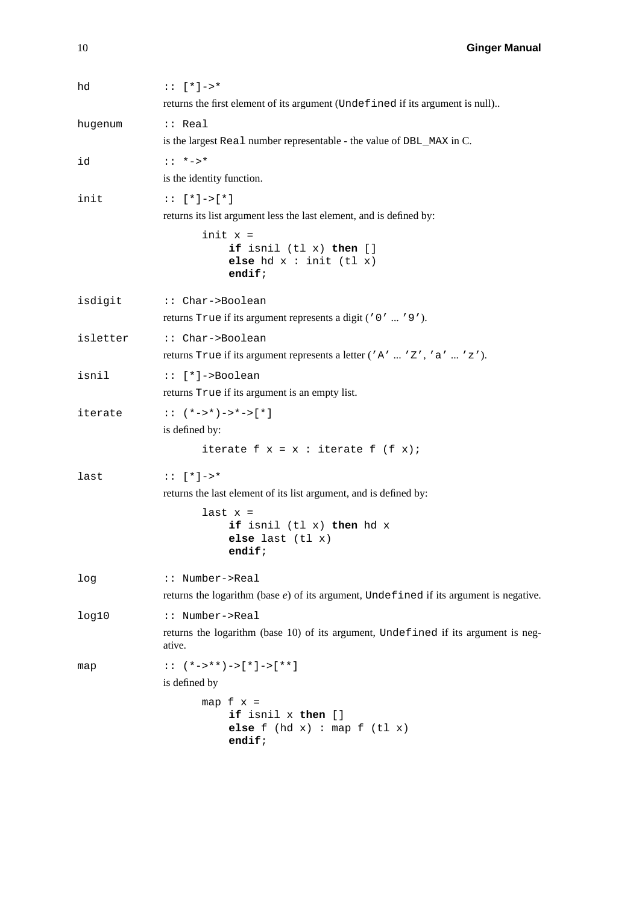`hd` `:: [*]->*`

returns the first element of its argument (`Undefined` if its argument is null)..

`hugenum` `:: Real`

is the largest `Real` number representable - the value of `DBL_MAX` in C.

`id` `:: *->*`

is the identity function.

`init` `:: [*]->[*]`

returns its list argument less the last element, and is defined by:

```
init x =
    if isnil (tl x) then []
    else hd x : init (tl x)
    endif;
```

`isdigit` `:: Char->Boolean`

returns `True` if its argument represents a digit (`'0'` ... `'9'`).

`isletter` `:: Char->Boolean`

returns `True` if its argument represents a letter (`'A'` ... `'Z'`, `'a'` ... `'z'`).

`isnil` `:: [*]->Boolean`

returns `True` if its argument is an empty list.

`iterate` `:: (*->*)->*->[*]`

is defined by:

```
iterate f x = x : iterate f (f x);
```

`last` `:: [*]->*`

returns the last element of its list argument, and is defined by:

```
last x =
    if isnil (tl x) then hd x
    else last (tl x)
    endif;
```

`log` `:: Number->Real`

returns the logarithm (base *e*) of its argument, `Undefined` if its argument is negative.

`log10` `:: Number->Real`

returns the logarithm (base 10) of its argument, `Undefined` if its argument is negative.

`map` `:: (*->**)->[*]->[**]`

is defined by

```
map f x =
    if isnil x then []
    else f (hd x) : map f (tl x)
    endif;
```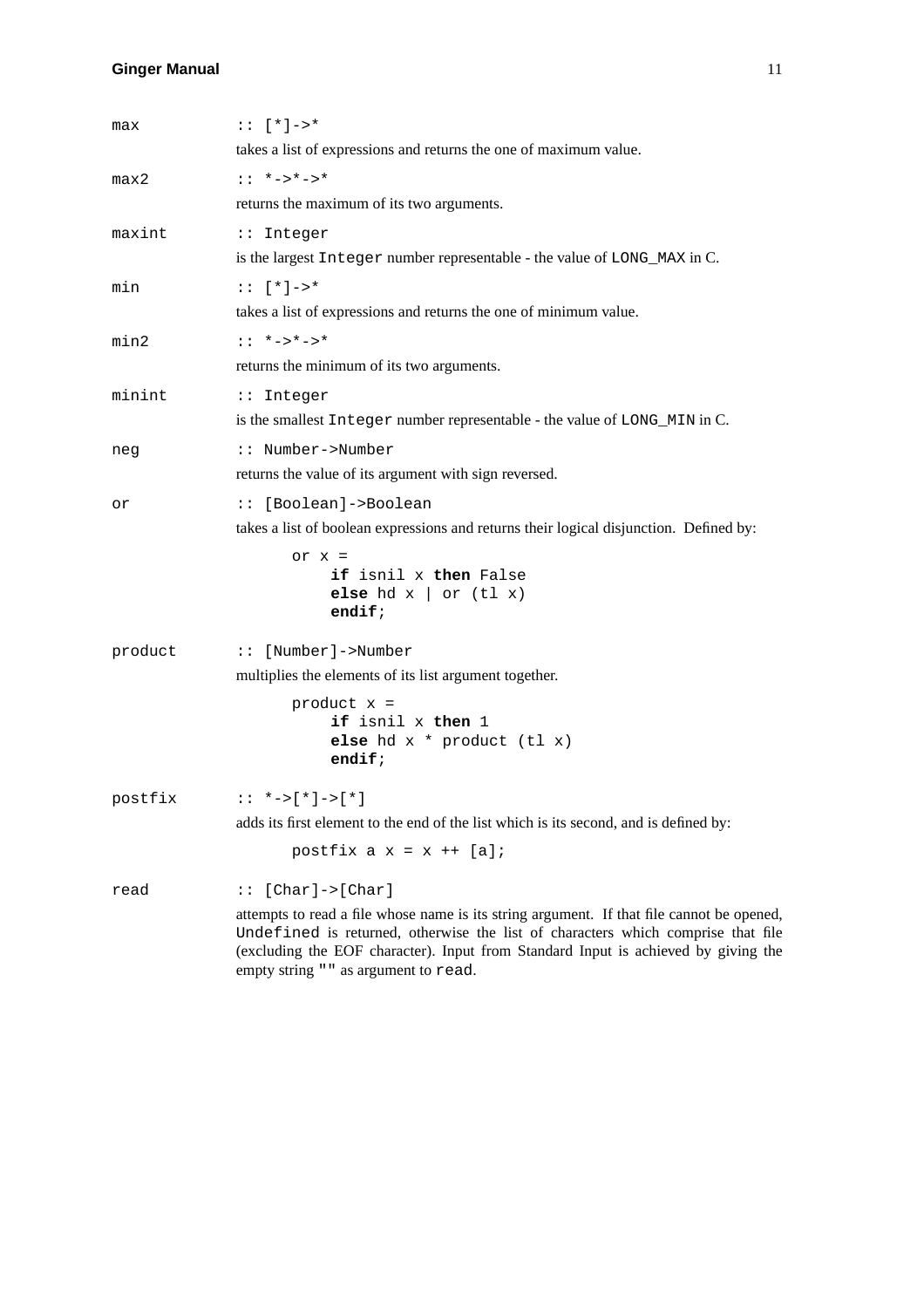`max` `:: [*]->*`

takes a list of expressions and returns the one of maximum value.

`max2` `:: *->*->*`

returns the maximum of its two arguments.

`maxint` `:: Integer`

is the largest `Integer` number representable - the value of `LONG_MAX` in C.

`min` `:: [*]->*`

takes a list of expressions and returns the one of minimum value.

`min2` `:: *->*->*`

returns the minimum of its two arguments.

`minint` `:: Integer`

is the smallest `Integer` number representable - the value of `LONG_MIN` in C.

`neg` `:: Number->Number`

returns the value of its argument with sign reversed.

`or` `:: [Boolean]->Boolean`

takes a list of boolean expressions and returns their logical disjunction. Defined by:

```
or x =
    if isnil x then False
    else hd x | or (tl x)
    endif;
```

`product` `:: [Number]->Number`

multiplies the elements of its list argument together.

```
product x =
    if isnil x then 1
    else hd x * product (tl x)
    endif;
```

`postfix` `:: *->[*]->[*]`

adds its first element to the end of the list which is its second, and is defined by:

```
postfix a x = x ++ [a];
```

`read` `:: [Char]->[Char]`

attempts to read a file whose name is its string argument. If that file cannot be opened, `Undefined` is returned, otherwise the list of characters which comprise that file (excluding the EOF character). Input from Standard Input is achieved by giving the empty string `""` as argument to `read`.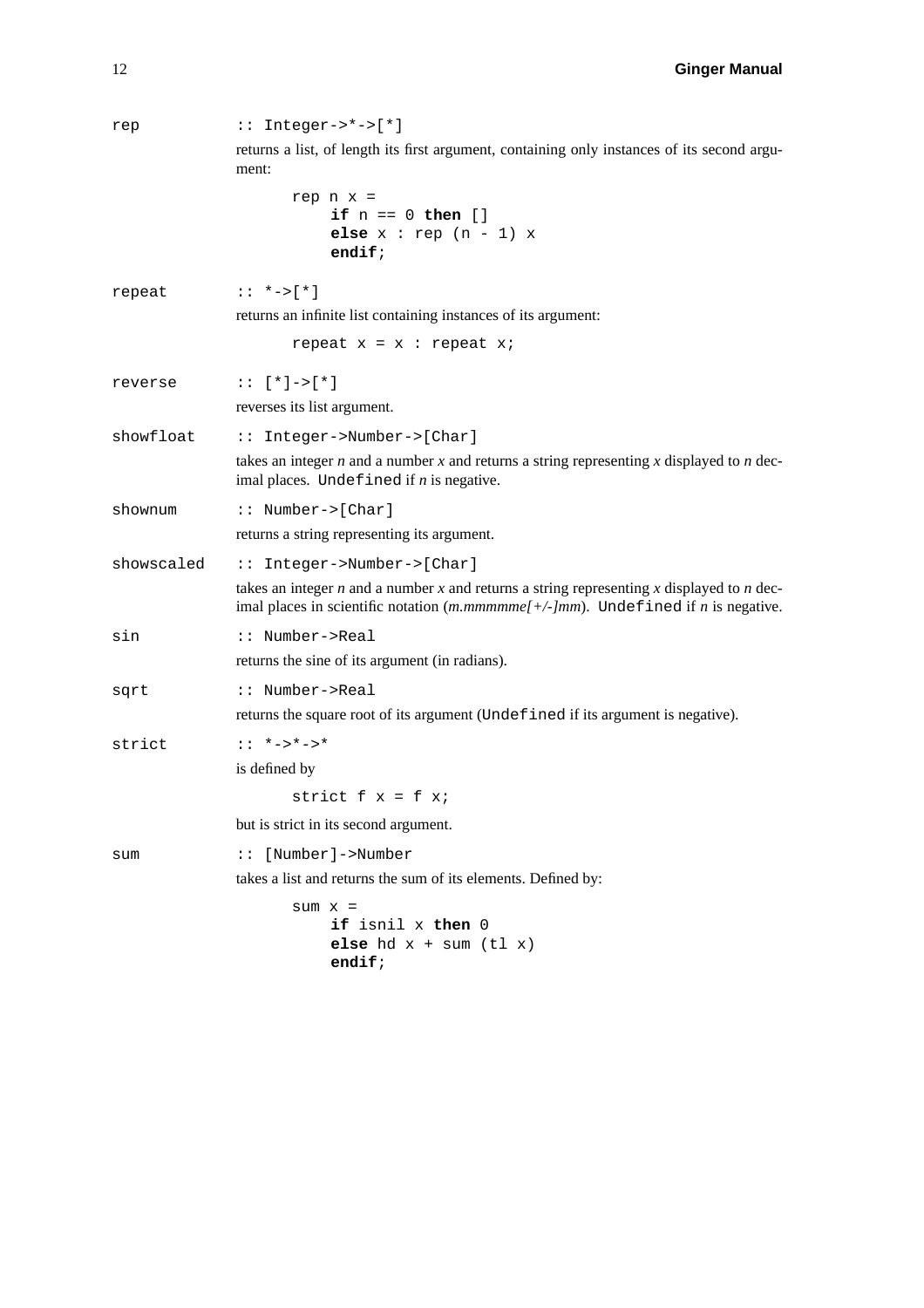`rep` :: Integer->*->[*]

returns a list, of length its first argument, containing only instances of its second argument:

```
rep n x =
    if n == 0 then []
    else x : rep (n - 1) x
    endif;
```

`repeat` :: *->[*]

returns an infinite list containing instances of its argument:

```
repeat x = x : repeat x;
```

`reverse` :: [*]->[*]

reverses its list argument.

`showfloat` :: Integer->Number->[Char]

takes an integer *n* and a number *x* and returns a string representing *x* displayed to *n* decimal places. `Undefined` if *n* is negative.

`shownum` :: Number->[Char]

returns a string representing its argument.

`showscaled` :: Integer->Number->[Char]

takes an integer *n* and a number *x* and returns a string representing *x* displayed to *n* decimal places in scientific notation (*m.mmmmme[+/-]mm*). `Undefined` if *n* is negative.

`sin` :: Number->Real

returns the sine of its argument (in radians).

`sqrt` :: Number->Real

returns the square root of its argument (`Undefined` if its argument is negative).

`strict` :: *->*->*

is defined by

```
strict f x = f x;
```

but is strict in its second argument.

`sum` :: [Number]->Number

takes a list and returns the sum of its elements. Defined by:

```
sum x =
    if isnil x then 0
    else hd x + sum (tl x)
    endif;
```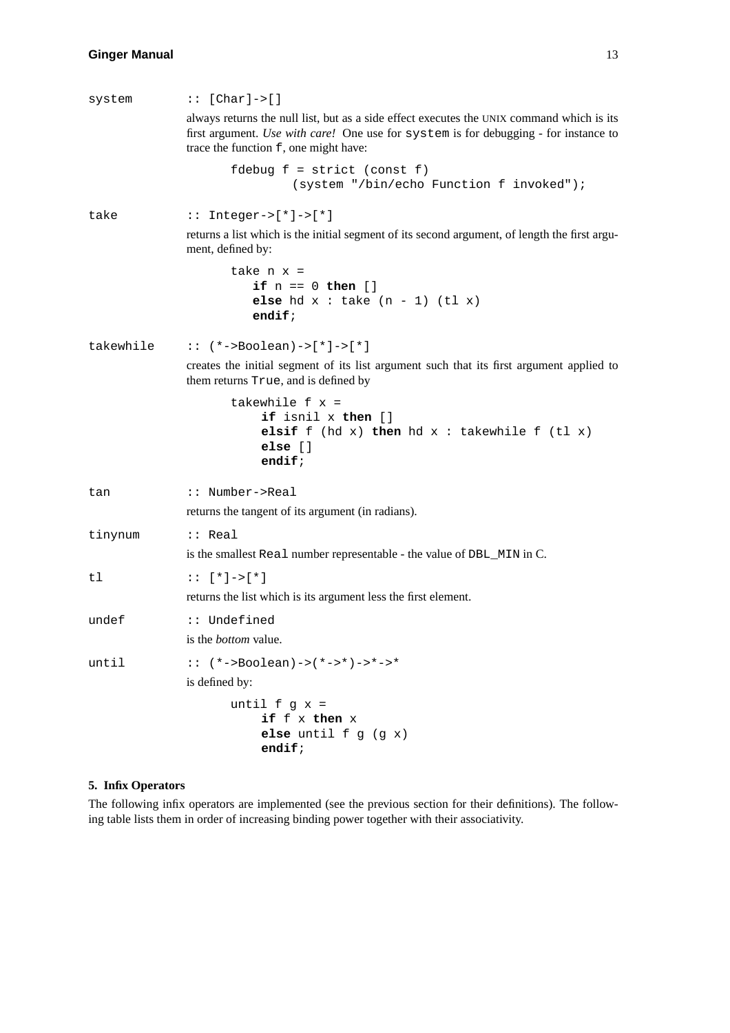`system` :: `[Char]->[]`

always returns the null list, but as a side effect executes the UNIX command which is its first argument. *Use with care!* One use for `system` is for debugging - for instance to trace the function `f`, one might have:

```
fdebug f = strict (const f)
        (system "/bin/echo Function f invoked");
```

`take` :: `Integer->[*]->[*]`

returns a list which is the initial segment of its second argument, of length the first argument, defined by:

```
take n x =
   if n == 0 then []
   else hd x : take (n - 1) (tl x)
   endif;
```

`takewhile` :: `(*->Boolean)->[*]->[*]`

creates the initial segment of its list argument such that its first argument applied to them returns `True`, and is defined by

```
takewhile f x =
    if isnil x then []
    elsif f (hd x) then hd x : takewhile f (tl x)
    else []
    endif;
```

`tan` :: `Number->Real`

returns the tangent of its argument (in radians).

`tinynum` :: `Real`

is the smallest `Real` number representable - the value of `DBL_MIN` in C.

`tl` :: `[*]->[*]`

returns the list which is its argument less the first element.

`undef` :: `Undefined`

is the *bottom* value.

`until` :: `(*->Boolean)->(*->*)->*->*`

is defined by:

```
until f g x =
    if f x then x
    else until f g (g x)
    endif;
```

## 5. Infix Operators

The following infix operators are implemented (see the previous section for their definitions). The following table lists them in order of increasing binding power together with their associativity.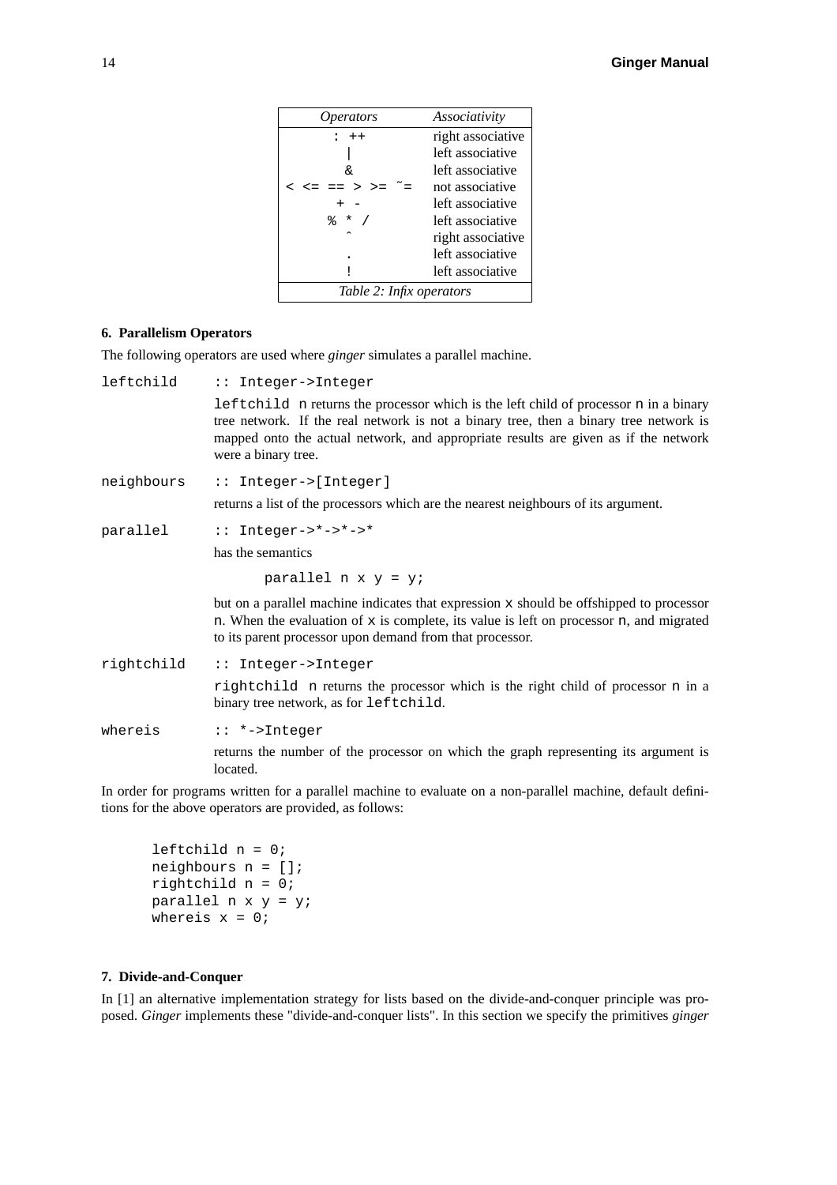| *Operators* | *Associativity* |
|---|---|
| `:` `++` | right associative |
| `\|` | left associative |
| `&` | left associative |
| `<` `<=` `==` `>` `>=` `~=` | not associative |
| `+` `-` | left associative |
| `%` `*` `/` | left associative |
| `^` | right associative |
| `.` | left associative |
| `!` | left associative |

*Table 2: Infix operators*

### 6. Parallelism Operators

The following operators are used where *ginger* simulates a parallel machine.

`leftchild` `:: Integer->Integer`

`leftchild n` returns the processor which is the left child of processor `n` in a binary tree network. If the real network is not a binary tree, then a binary tree network is mapped onto the actual network, and appropriate results are given as if the network were a binary tree.

`neighbours` `:: Integer->[Integer]`

returns a list of the processors which are the nearest neighbours of its argument.

`parallel` `:: Integer->*->*->*`

has the semantics

```
parallel n x y = y;
```

but on a parallel machine indicates that expression `x` should be offshipped to processor `n`. When the evaluation of `x` is complete, its value is left on processor `n`, and migrated to its parent processor upon demand from that processor.

`rightchild` `:: Integer->Integer`

`rightchild n` returns the processor which is the right child of processor `n` in a binary tree network, as for `leftchild`.

`whereis` `:: *->Integer`

returns the number of the processor on which the graph representing its argument is located.

In order for programs written for a parallel machine to evaluate on a non-parallel machine, default definitions for the above operators are provided, as follows:

```
leftchild n = 0;
neighbours n = [];
rightchild n = 0;
parallel n x y = y;
whereis x = 0;
```

### 7. Divide-and-Conquer

In [1] an alternative implementation strategy for lists based on the divide-and-conquer principle was proposed. *Ginger* implements these "divide-and-conquer lists". In this section we specify the primitives *ginger*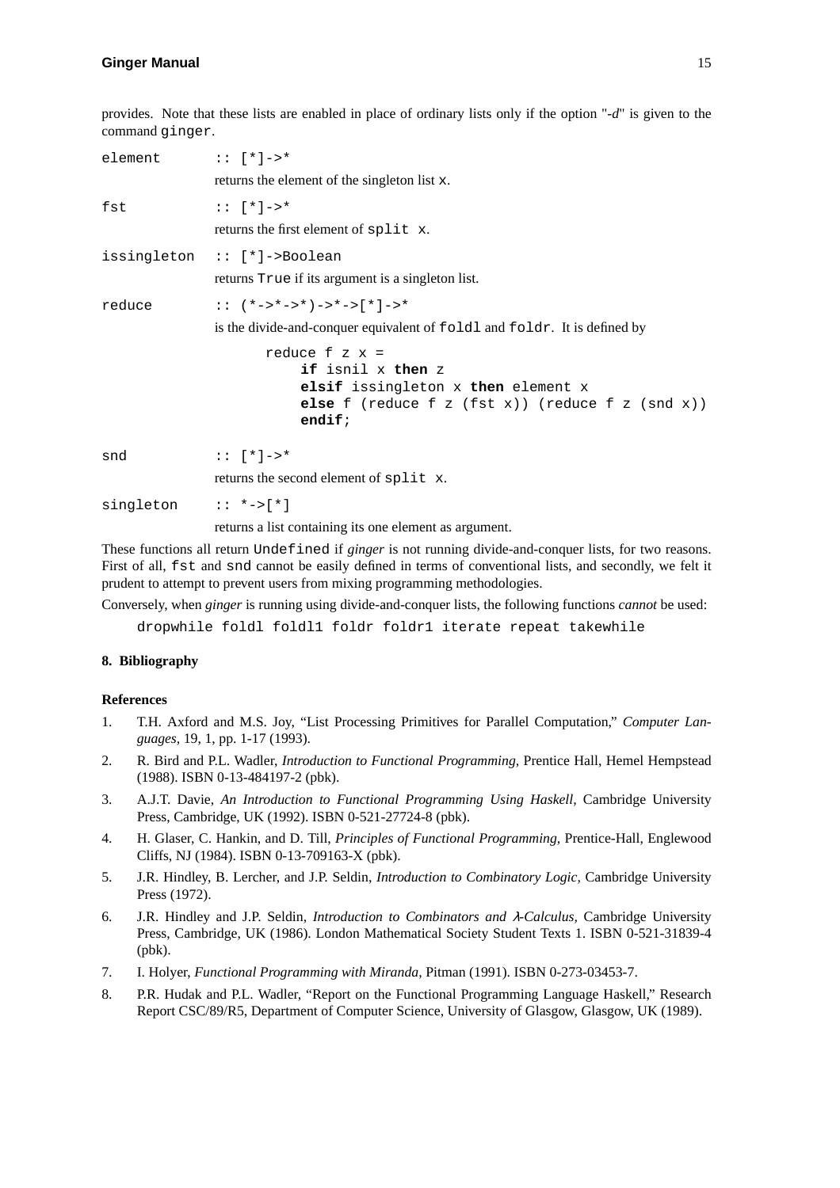provides. Note that these lists are enabled in place of ordinary lists only if the option "*-d*" is given to the command `ginger`.

`element` `:: [*]->*`

returns the element of the singleton list `x`.

`fst` `:: [*]->*`

returns the first element of `split x`.

`issingleton` `:: [*]->Boolean`

returns `True` if its argument is a singleton list.

`reduce` `:: (*->*->*)->*->[*]->*`

is the divide-and-conquer equivalent of `foldl` and `foldr`. It is defined by

```
reduce f z x =
    if isnil x then z
    elsif issingleton x then element x
    else f (reduce f z (fst x)) (reduce f z (snd x))
    endif;
```

`snd` `:: [*]->*`

returns the second element of `split x`.

`singleton` `:: *->[*]`

returns a list containing its one element as argument.

These functions all return `Undefined` if *ginger* is not running divide-and-conquer lists, for two reasons. First of all, `fst` and `snd` cannot be easily defined in terms of conventional lists, and secondly, we felt it prudent to attempt to prevent users from mixing programming methodologies.

Conversely, when *ginger* is running using divide-and-conquer lists, the following functions *cannot* be used:

```
dropwhile foldl foldl1 foldr foldr1 iterate repeat takewhile
```

## 8. Bibliography

### References

1. T.H. Axford and M.S. Joy, "List Processing Primitives for Parallel Computation," *Computer Languages*, 19, 1, pp. 1-17 (1993).
2. R. Bird and P.L. Wadler, *Introduction to Functional Programming*, Prentice Hall, Hemel Hempstead (1988). ISBN 0-13-484197-2 (pbk).
3. A.J.T. Davie, *An Introduction to Functional Programming Using Haskell*, Cambridge University Press, Cambridge, UK (1992). ISBN 0-521-27724-8 (pbk).
4. H. Glaser, C. Hankin, and D. Till, *Principles of Functional Programming*, Prentice-Hall, Englewood Cliffs, NJ (1984). ISBN 0-13-709163-X (pbk).
5. J.R. Hindley, B. Lercher, and J.P. Seldin, *Introduction to Combinatory Logic*, Cambridge University Press (1972).
6. J.R. Hindley and J.P. Seldin, *Introduction to Combinators and λ-Calculus*, Cambridge University Press, Cambridge, UK (1986). London Mathematical Society Student Texts 1. ISBN 0-521-31839-4 (pbk).
7. I. Holyer, *Functional Programming with Miranda*, Pitman (1991). ISBN 0-273-03453-7.
8. P.R. Hudak and P.L. Wadler, "Report on the Functional Programming Language Haskell," Research Report CSC/89/R5, Department of Computer Science, University of Glasgow, Glasgow, UK (1989).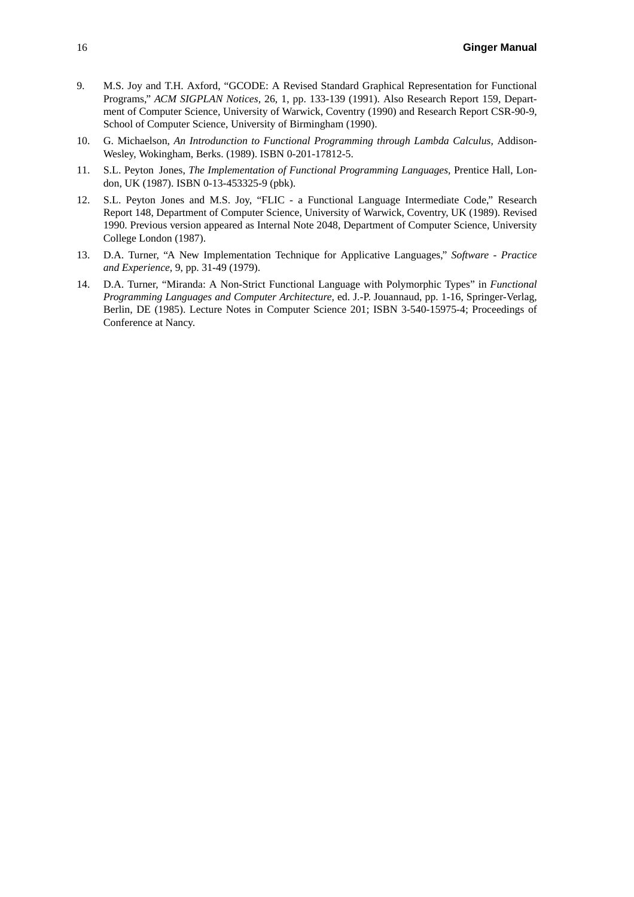9. M.S. Joy and T.H. Axford, “GCODE: A Revised Standard Graphical Representation for Functional Programs,” *ACM SIGPLAN Notices,* 26, 1, pp. 133-139 (1991). Also Research Report 159, Department of Computer Science, University of Warwick, Coventry (1990) and Research Report CSR-90-9, School of Computer Science, University of Birmingham (1990).

10. G. Michaelson, *An Introdunction to Functional Programming through Lambda Calculus,* Addison-Wesley, Wokingham, Berks. (1989). ISBN 0-201-17812-5.

11. S.L. Peyton Jones, *The Implementation of Functional Programming Languages,* Prentice Hall, London, UK (1987). ISBN 0-13-453325-9 (pbk).

12. S.L. Peyton Jones and M.S. Joy, “FLIC - a Functional Language Intermediate Code,” Research Report 148, Department of Computer Science, University of Warwick, Coventry, UK (1989). Revised 1990. Previous version appeared as Internal Note 2048, Department of Computer Science, University College London (1987).

13. D.A. Turner, “A New Implementation Technique for Applicative Languages,” *Software - Practice and Experience,* 9, pp. 31-49 (1979).

14. D.A. Turner, “Miranda: A Non-Strict Functional Language with Polymorphic Types” in *Functional Programming Languages and Computer Architecture,* ed. J.-P. Jouannaud, pp. 1-16, Springer-Verlag, Berlin, DE (1985). Lecture Notes in Computer Science 201; ISBN 3-540-15975-4; Proceedings of Conference at Nancy.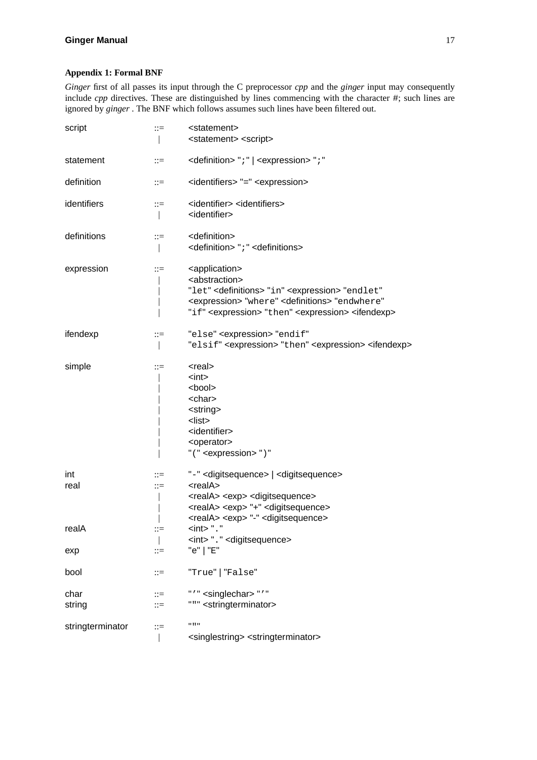### Appendix 1: Formal BNF

*Ginger* first of all passes its input through the C preprocessor *cpp* and the *ginger* input may consequently include *cpp* directives. These are distinguished by lines commencing with the character #; such lines are ignored by *ginger* . The BNF which follows assumes such lines have been filtered out.

```
script          ::=  <statement>
                 |   <statement> <script>

statement       ::=  <definition> ";" | <expression> ";"

definition      ::=  <identifiers> "=" <expression>

identifiers     ::=  <identifier> <identifiers>
                 |   <identifier>

definitions     ::=  <definition>
                 |   <definition> ";" <definitions>

expression      ::=  <application>
                 |   <abstraction>
                 |   "let" <definitions> "in" <expression> "endlet"
                 |   <expression> "where" <definitions> "endwhere"
                 |   "if" <expression> "then" <expression> <ifendexp>

ifendexp        ::=  "else" <expression> "endif"
                 |   "elsif" <expression> "then" <expression> <ifendexp>

simple          ::=  <real>
                 |   <int>
                 |   <bool>
                 |   <char>
                 |   <string>
                 |   <list>
                 |   <identifier>
                 |   <operator>
                 |   "(" <expression> ")"

int             ::=  "-" <digitsequence> | <digitsequence>
real            ::=  <realA>
                 |   <realA> <exp> <digitsequence>
                 |   <realA> <exp> "+" <digitsequence>
                 |   <realA> <exp> "-" <digitsequence>
realA           ::=  <int> "."
                 |   <int> "." <digitsequence>
exp             ::=  "e" | "E"

bool            ::=  "True" | "False"

char            ::=  "'" <singlechar> "'"
string          ::=  """ <stringterminator>

stringterminator ::= """
                 |   <singlestring> <stringterminator>
```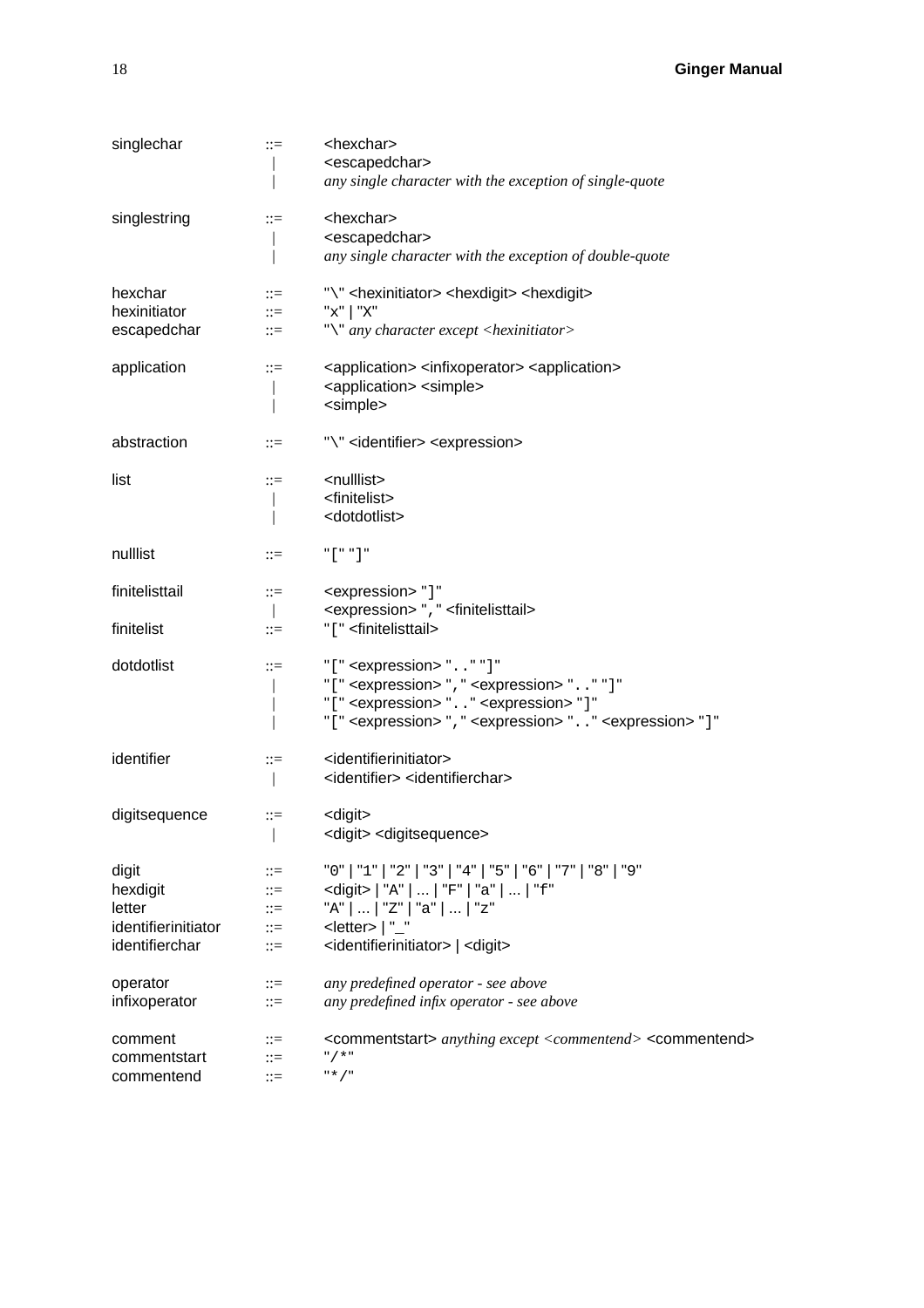```
singlechar          ::=  <hexchar>
                     |   <escapedchar>
                     |   any single character with the exception of single-quote

singlestring        ::=  <hexchar>
                     |   <escapedchar>
                     |   any single character with the exception of double-quote

hexchar             ::=  "\" <hexinitiator> <hexdigit> <hexdigit>
hexinitiator        ::=  "x" | "X"
escapedchar         ::=  "\" any character except <hexinitiator>

application         ::=  <application> <infixoperator> <application>
                     |   <application> <simple>
                     |   <simple>

abstraction         ::=  "\" <identifier> <expression>

list                ::=  <nulllist>
                     |   <finitelist>
                     |   <dotdotlist>

nulllist            ::=  "[" "]"

finitelisttail      ::=  <expression> "]"
                     |   <expression> "," <finitelisttail>
finitelist          ::=  "[" <finitelisttail>

dotdotlist          ::=  "[" <expression> ".." "]"
                     |   "[" <expression> "," <expression> ".." "]"
                     |   "[" <expression> ".." <expression> "]"
                     |   "[" <expression> "," <expression> ".." <expression> "]"

identifier          ::=  <identifierinitiator>
                     |   <identifier> <identifierchar>

digitsequence       ::=  <digit>
                     |   <digit> <digitsequence>

digit               ::=  "0" | "1" | "2" | "3" | "4" | "5" | "6" | "7" | "8" | "9"
hexdigit            ::=  <digit> | "A" | ... | "F" | "a" | ... | "f"
letter              ::=  "A" | ... | "Z" | "a" | ... | "z"
identifierinitiator ::=  <letter> | "_"
identifierchar      ::=  <identifierinitiator> | <digit>

operator            ::=  any predefined operator - see above
infixoperator       ::=  any predefined infix operator - see above

comment             ::=  <commentstart> anything except <commentend> <commentend>
commentstart        ::=  "/*"
commentend          ::=  "*/"
```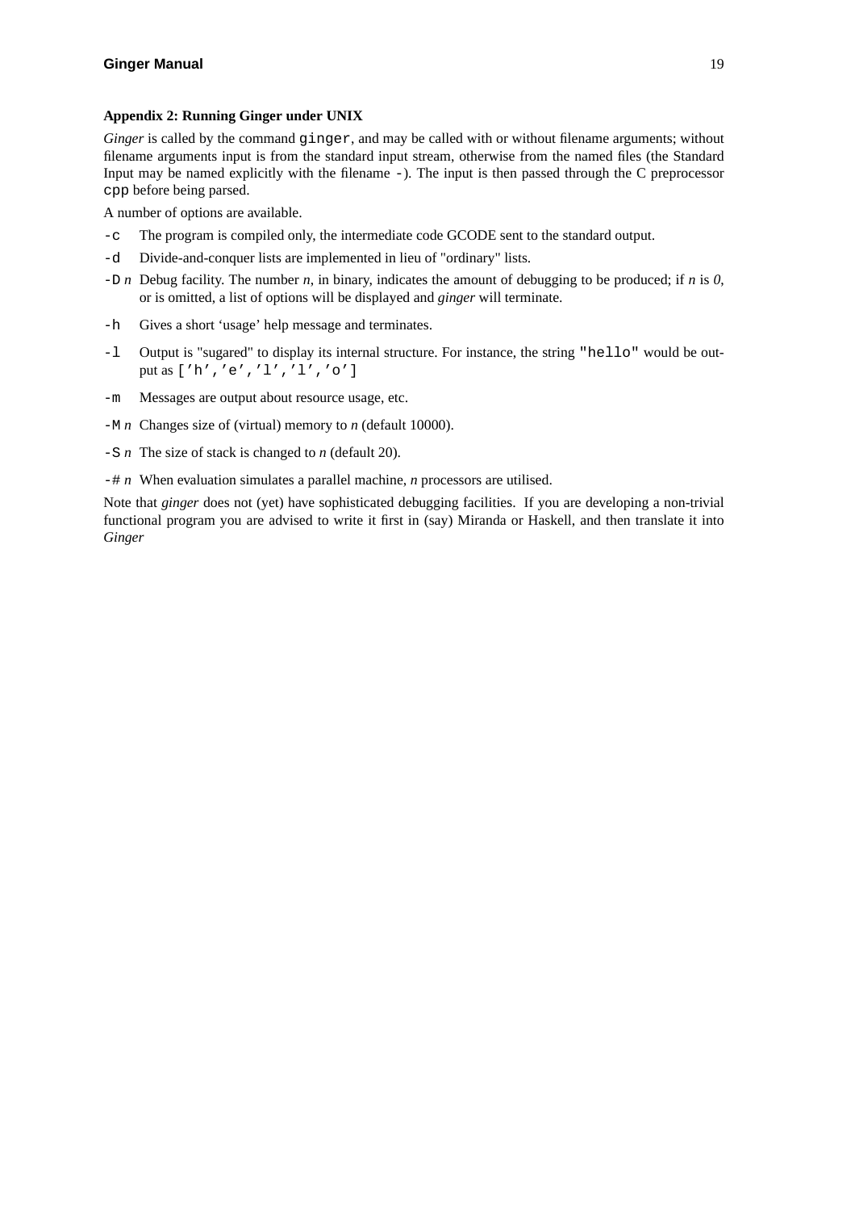### Appendix 2: Running Ginger under UNIX

*Ginger* is called by the command `ginger`, and may be called with or without filename arguments; without filename arguments input is from the standard input stream, otherwise from the named files (the Standard Input may be named explicitly with the filename `-`). The input is then passed through the C preprocessor `cpp` before being parsed.

A number of options are available.

- `-c` The program is compiled only, the intermediate code GCODE sent to the standard output.
- `-d` Divide-and-conquer lists are implemented in lieu of "ordinary" lists.
- `-D` *n* Debug facility. The number *n*, in binary, indicates the amount of debugging to be produced; if *n* is *0*, or is omitted, a list of options will be displayed and *ginger* will terminate.
- `-h` Gives a short 'usage' help message and terminates.
- `-l` Output is "sugared" to display its internal structure. For instance, the string `"hello"` would be output as `['h','e','l','l','o']`
- `-m` Messages are output about resource usage, etc.
- `-M` *n* Changes size of (virtual) memory to *n* (default 10000).
- `-S` *n* The size of stack is changed to *n* (default 20).
- `-#` *n* When evaluation simulates a parallel machine, *n* processors are utilised.

Note that *ginger* does not (yet) have sophisticated debugging facilities. If you are developing a non-trivial functional program you are advised to write it first in (say) Miranda or Haskell, and then translate it into *Ginger*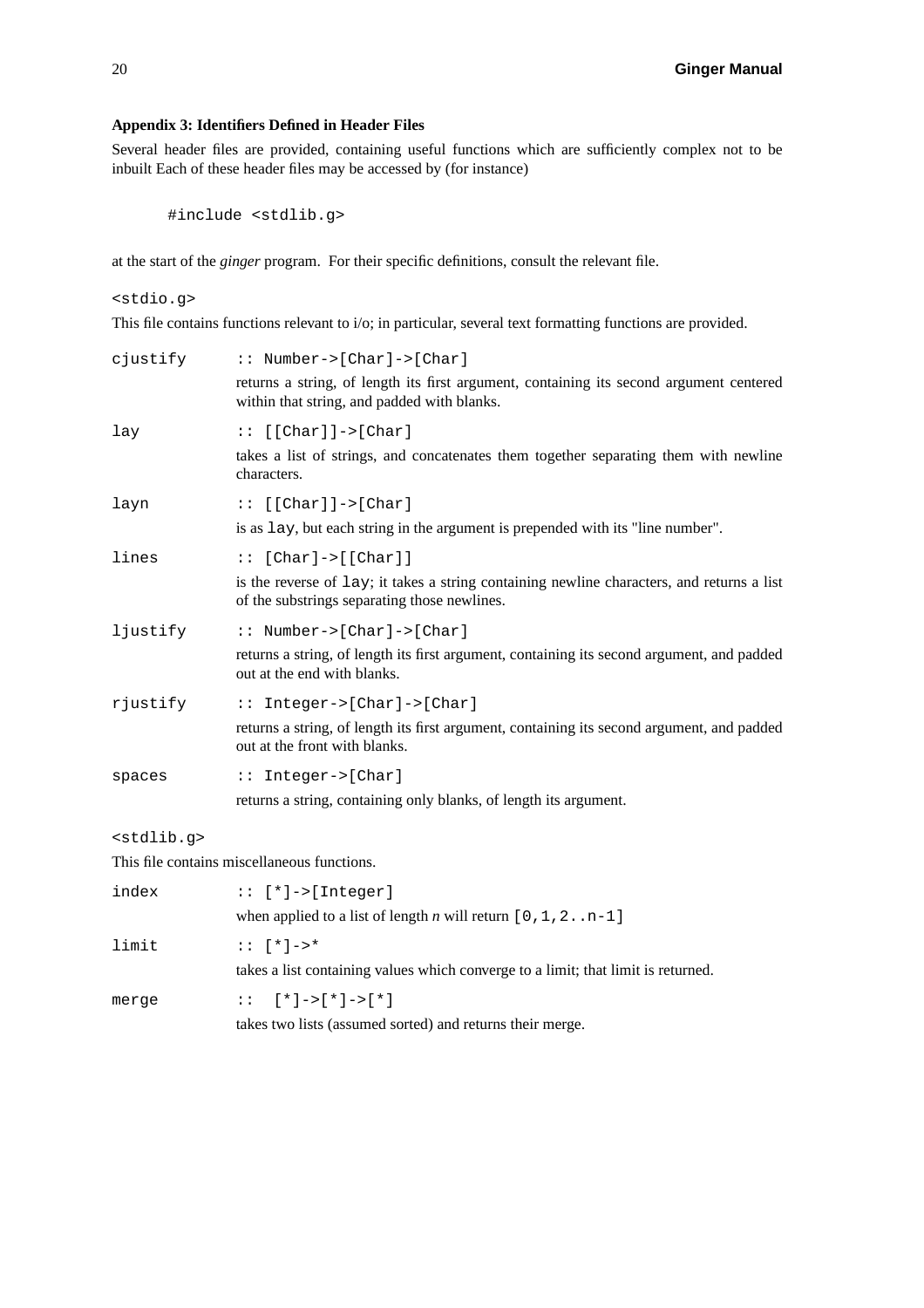### Appendix 3: Identifiers Defined in Header Files

Several header files are provided, containing useful functions which are sufficiently complex not to be inbuilt Each of these header files may be accessed by (for instance)

```
#include <stdlib.g>
```

at the start of the *ginger* program. For their specific definitions, consult the relevant file.

`<stdio.g>`

This file contains functions relevant to i/o; in particular, several text formatting functions are provided.

`cjustify` `:: Number->[Char]->[Char]`
: returns a string, of length its first argument, containing its second argument centered within that string, and padded with blanks.

`lay` `:: [[Char]]->[Char]`
: takes a list of strings, and concatenates them together separating them with newline characters.

`layn` `:: [[Char]]->[Char]`
: is as `lay`, but each string in the argument is prepended with its "line number".

`lines` `:: [Char]->[[Char]]`
: is the reverse of `lay`; it takes a string containing newline characters, and returns a list of the substrings separating those newlines.

`ljustify` `:: Number->[Char]->[Char]`
: returns a string, of length its first argument, containing its second argument, and padded out at the end with blanks.

`rjustify` `:: Integer->[Char]->[Char]`
: returns a string, of length its first argument, containing its second argument, and padded out at the front with blanks.

`spaces` `:: Integer->[Char]`
: returns a string, containing only blanks, of length its argument.

`<stdlib.g>`

This file contains miscellaneous functions.

`index` `:: [*]->[Integer]`
: when applied to a list of length *n* will return `[0,1,2..n-1]`

`limit` `:: [*]->*`
: takes a list containing values which converge to a limit; that limit is returned.

`merge` `:: [*]->[*]->[*]`
: takes two lists (assumed sorted) and returns their merge.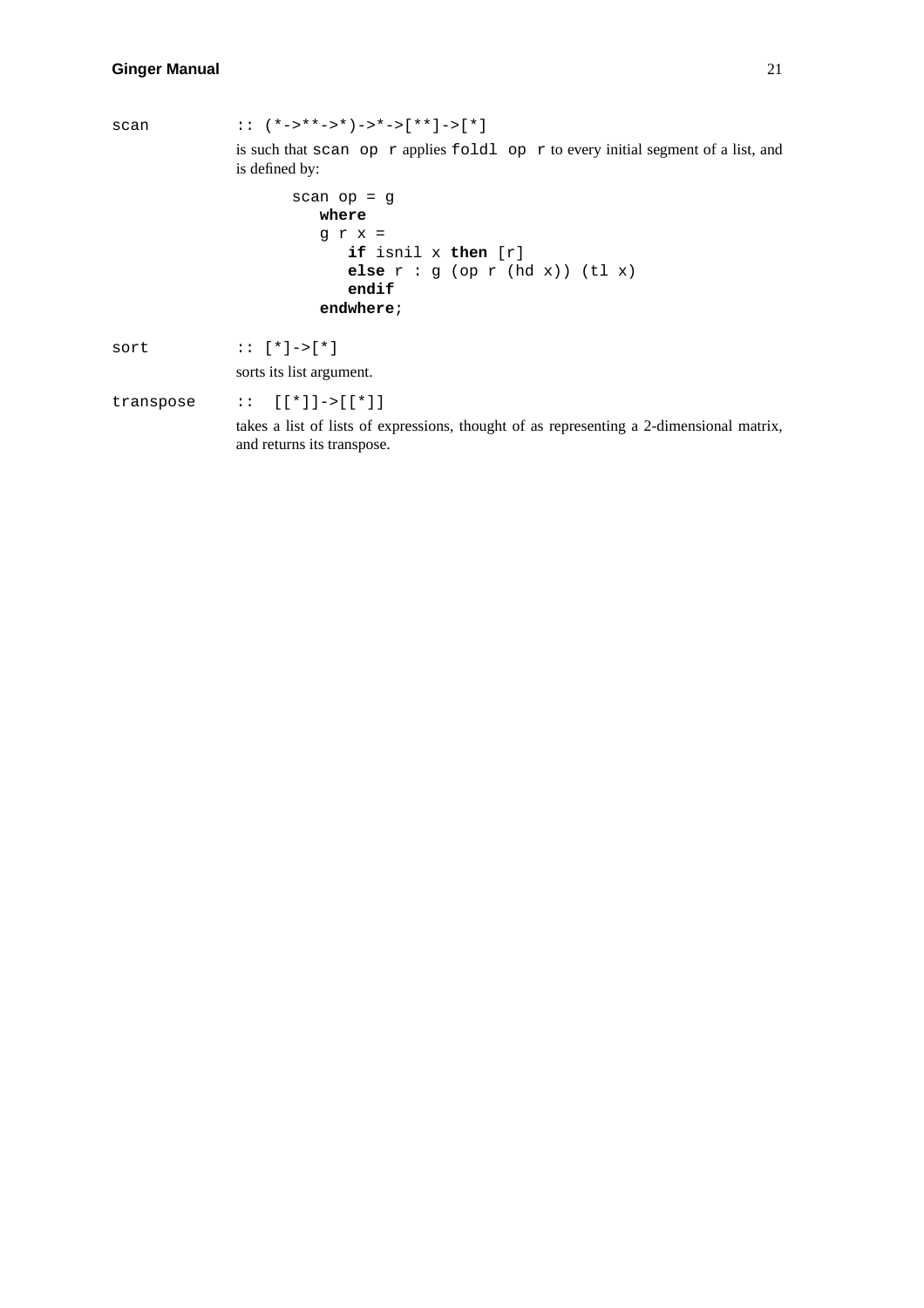`scan` :: `(*->**->*)->*->[**]->[*]`

is such that `scan op r` applies `foldl op r` to every initial segment of a list, and is defined by:

```
scan op = g
   where
   g r x =
      if isnil x then [r]
      else r : g (op r (hd x)) (tl x)
      endif
   endwhere;
```

`sort` :: `[*]->[*]`

sorts its list argument.

`transpose` :: `[[*]]->[[*]]`

takes a list of lists of expressions, thought of as representing a 2-dimensional matrix, and returns its transpose.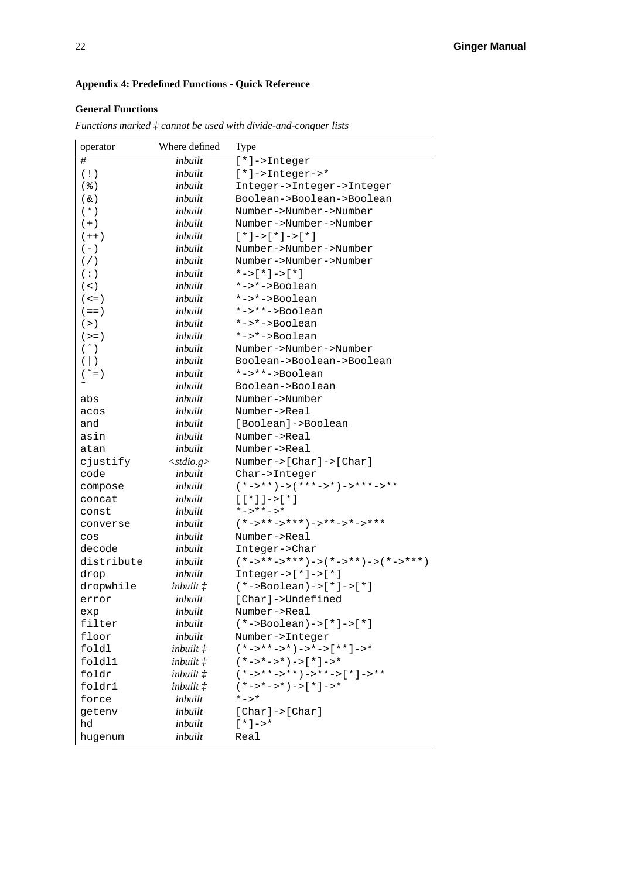## Appendix 4: Predefined Functions - Quick Reference

### General Functions

*Functions marked ‡ cannot be used with divide-and-conquer lists*

| operator | Where defined | Type |
|---|---|---|
| # | *inbuilt* | [*]->Integer |
| (!) | *inbuilt* | [*]->Integer->* |
| (%) | *inbuilt* | Integer->Integer->Integer |
| (&) | *inbuilt* | Boolean->Boolean->Boolean |
| (*) | *inbuilt* | Number->Number->Number |
| (+) | *inbuilt* | Number->Number->Number |
| (++) | *inbuilt* | [*]->[*]->[*] |
| (-) | *inbuilt* | Number->Number->Number |
| (/) | *inbuilt* | Number->Number->Number |
| (:) | *inbuilt* | *->[*]->[*] |
| (<) | *inbuilt* | *->*->Boolean |
| (<=) | *inbuilt* | *->*->Boolean |
| (==) | *inbuilt* | *->**->Boolean |
| (>) | *inbuilt* | *->*->Boolean |
| (>=) | *inbuilt* | *->*->Boolean |
| (^) | *inbuilt* | Number->Number->Number |
| (\|) | *inbuilt* | Boolean->Boolean->Boolean |
| (~=) | *inbuilt* | *->**->Boolean |
| ~ | *inbuilt* | Boolean->Boolean |
| abs | *inbuilt* | Number->Number |
| acos | *inbuilt* | Number->Real |
| and | *inbuilt* | [Boolean]->Boolean |
| asin | *inbuilt* | Number->Real |
| atan | *inbuilt* | Number->Real |
| cjustify | *<stdio.g>* | Number->[Char]->[Char] |
| code | *inbuilt* | Char->Integer |
| compose | *inbuilt* | (*->**)->(***->*)->***->** |
| concat | *inbuilt* | [[*]]->[*] |
| const | *inbuilt* | *->**->* |
| converse | *inbuilt* | (*->**->***)->**->*->*** |
| cos | *inbuilt* | Number->Real |
| decode | *inbuilt* | Integer->Char |
| distribute | *inbuilt* | (*->**->***)->(*->**)->(*->***) |
| drop | *inbuilt* | Integer->[*]->[*] |
| dropwhile | *inbuilt ‡* | (*->Boolean)->[*]->[*] |
| error | *inbuilt* | [Char]->Undefined |
| exp | *inbuilt* | Number->Real |
| filter | *inbuilt* | (*->Boolean)->[*]->[*] |
| floor | *inbuilt* | Number->Integer |
| foldl | *inbuilt ‡* | (*->**->*)->*->[**]->* |
| foldl1 | *inbuilt ‡* | (*->*->*)->[*]->* |
| foldr | *inbuilt ‡* | (*->**->**)->**->[*]->** |
| foldr1 | *inbuilt ‡* | (*->*->*)->[*]->* |
| force | *inbuilt* | *->* |
| getenv | *inbuilt* | [Char]->[Char] |
| hd | *inbuilt* | [*]->* |
| hugenum | *inbuilt* | Real |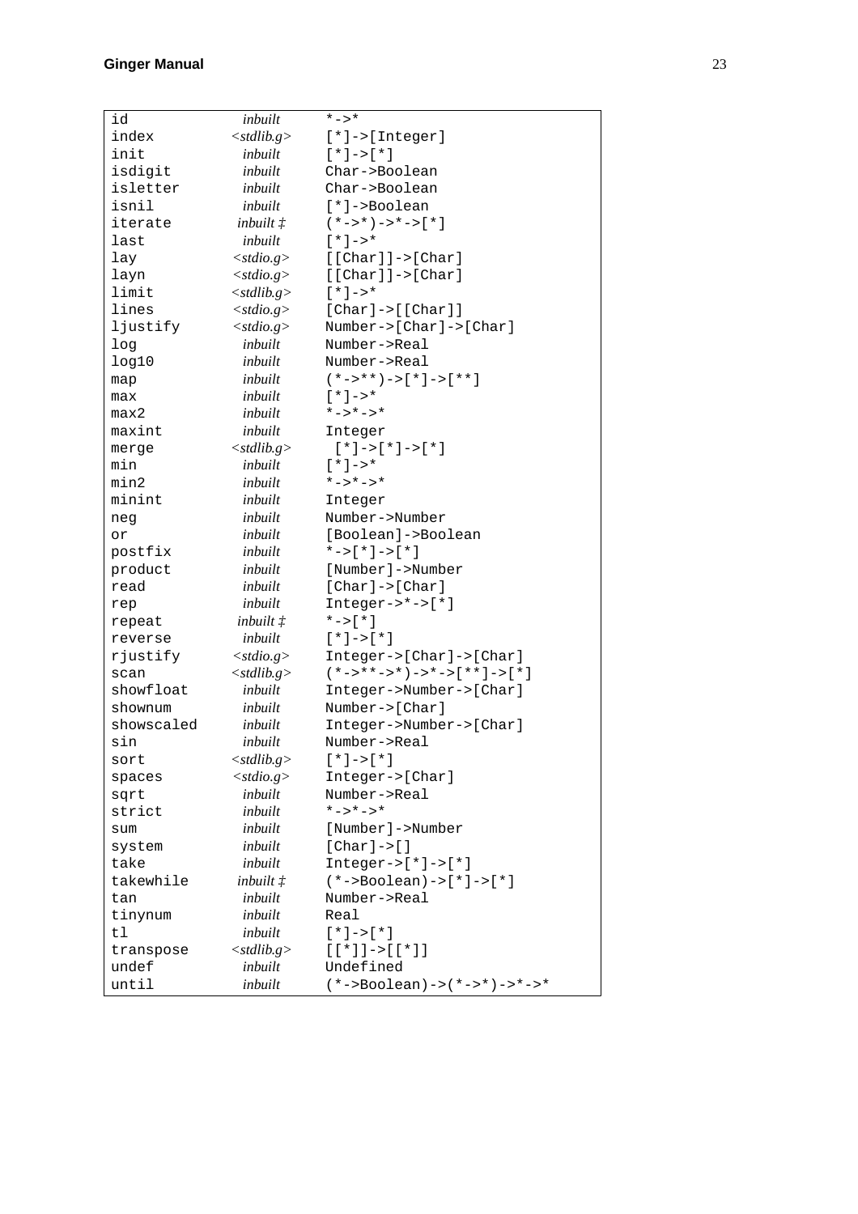| | | |
|---|---|---|
| id | *inbuilt* | `*->*` |
| index | *<stdlib.g>* | `[*]->[Integer]` |
| init | *inbuilt* | `[*]->[*]` |
| isdigit | *inbuilt* | `Char->Boolean` |
| isletter | *inbuilt* | `Char->Boolean` |
| isnil | *inbuilt* | `[*]->Boolean` |
| iterate | *inbuilt ‡* | `(*->*)->*->[*]` |
| last | *inbuilt* | `[*]->*` |
| lay | *<stdio.g>* | `[[Char]]->[Char]` |
| layn | *<stdio.g>* | `[[Char]]->[Char]` |
| limit | *<stdlib.g>* | `[*]->*` |
| lines | *<stdio.g>* | `[Char]->[[Char]]` |
| ljustify | *<stdio.g>* | `Number->[Char]->[Char]` |
| log | *inbuilt* | `Number->Real` |
| log10 | *inbuilt* | `Number->Real` |
| map | *inbuilt* | `(*->**)->[*]->[**]` |
| max | *inbuilt* | `[*]->*` |
| max2 | *inbuilt* | `*->*->*` |
| maxint | *inbuilt* | `Integer` |
| merge | *<stdlib.g>* | `[*]->[*]->[*]` |
| min | *inbuilt* | `[*]->*` |
| min2 | *inbuilt* | `*->*->*` |
| minint | *inbuilt* | `Integer` |
| neg | *inbuilt* | `Number->Number` |
| or | *inbuilt* | `[Boolean]->Boolean` |
| postfix | *inbuilt* | `*->[*]->[*]` |
| product | *inbuilt* | `[Number]->Number` |
| read | *inbuilt* | `[Char]->[Char]` |
| rep | *inbuilt* | `Integer->*->[*]` |
| repeat | *inbuilt ‡* | `*->[*]` |
| reverse | *inbuilt* | `[*]->[*]` |
| rjustify | *<stdio.g>* | `Integer->[Char]->[Char]` |
| scan | *<stdlib.g>* | `(*->**->*)->*->[**]->[*]` |
| showfloat | *inbuilt* | `Integer->Number->[Char]` |
| shownum | *inbuilt* | `Number->[Char]` |
| showscaled | *inbuilt* | `Integer->Number->[Char]` |
| sin | *inbuilt* | `Number->Real` |
| sort | *<stdlib.g>* | `[*]->[*]` |
| spaces | *<stdio.g>* | `Integer->[Char]` |
| sqrt | *inbuilt* | `Number->Real` |
| strict | *inbuilt* | `*->*->*` |
| sum | *inbuilt* | `[Number]->Number` |
| system | *inbuilt* | `[Char]->[]` |
| take | *inbuilt* | `Integer->[*]->[*]` |
| takewhile | *inbuilt ‡* | `(*->Boolean)->[*]->[*]` |
| tan | *inbuilt* | `Number->Real` |
| tinynum | *inbuilt* | `Real` |
| tl | *inbuilt* | `[*]->[*]` |
| transpose | *<stdlib.g>* | `[[*]]->[[*]]` |
| undef | *inbuilt* | `Undefined` |
| until | *inbuilt* | `(*->Boolean)->(*->*)->*->*` |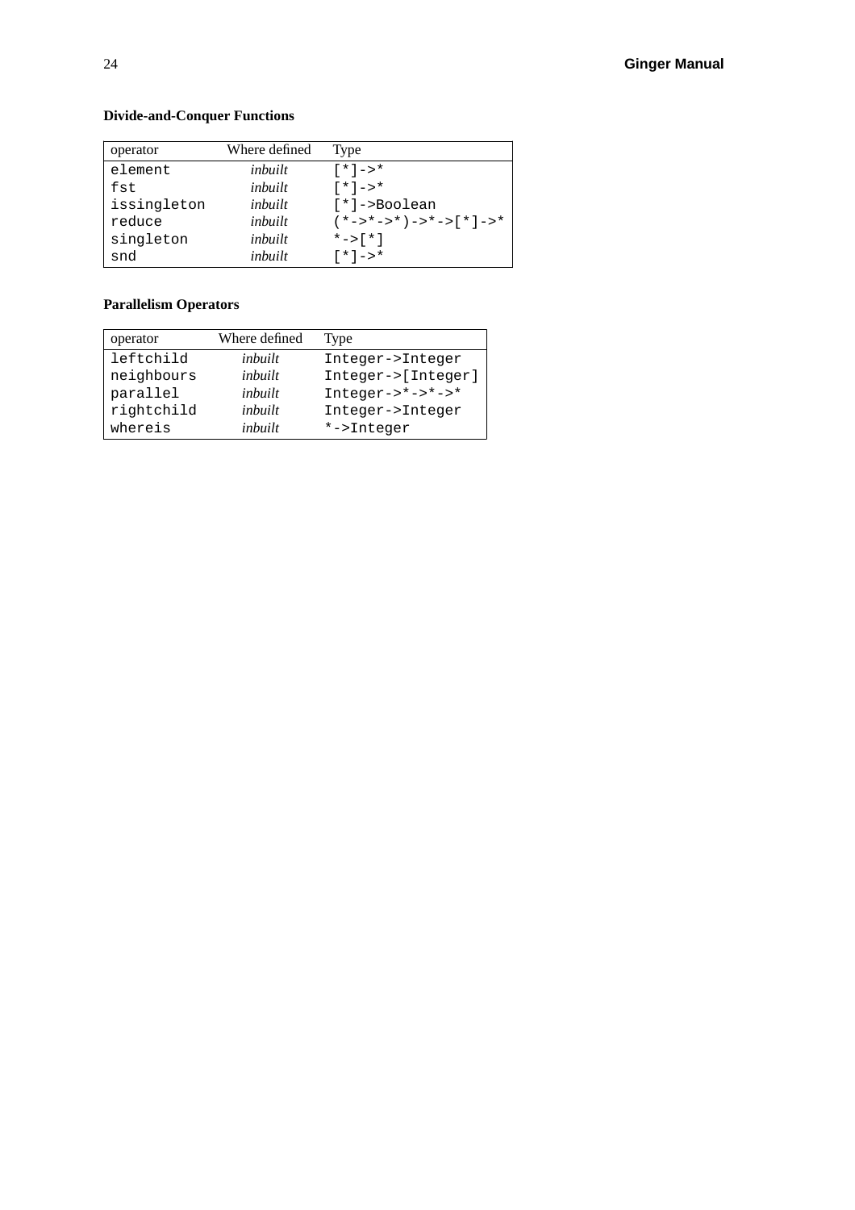**Divide-and-Conquer Functions**

| operator | Where defined | Type |
|---|---|---|
| `element` | *inbuilt* | `[*]->*` |
| `fst` | *inbuilt* | `[*]->*` |
| `issingleton` | *inbuilt* | `[*]->Boolean` |
| `reduce` | *inbuilt* | `(*->*->*)->*->[*]->*` |
| `singleton` | *inbuilt* | `*->[*]` |
| `snd` | *inbuilt* | `[*]->*` |

**Parallelism Operators**

| operator | Where defined | Type |
|---|---|---|
| `leftchild` | *inbuilt* | `Integer->Integer` |
| `neighbours` | *inbuilt* | `Integer->[Integer]` |
| `parallel` | *inbuilt* | `Integer->*->*->*` |
| `rightchild` | *inbuilt* | `Integer->Integer` |
| `whereis` | *inbuilt* | `*->Integer` |